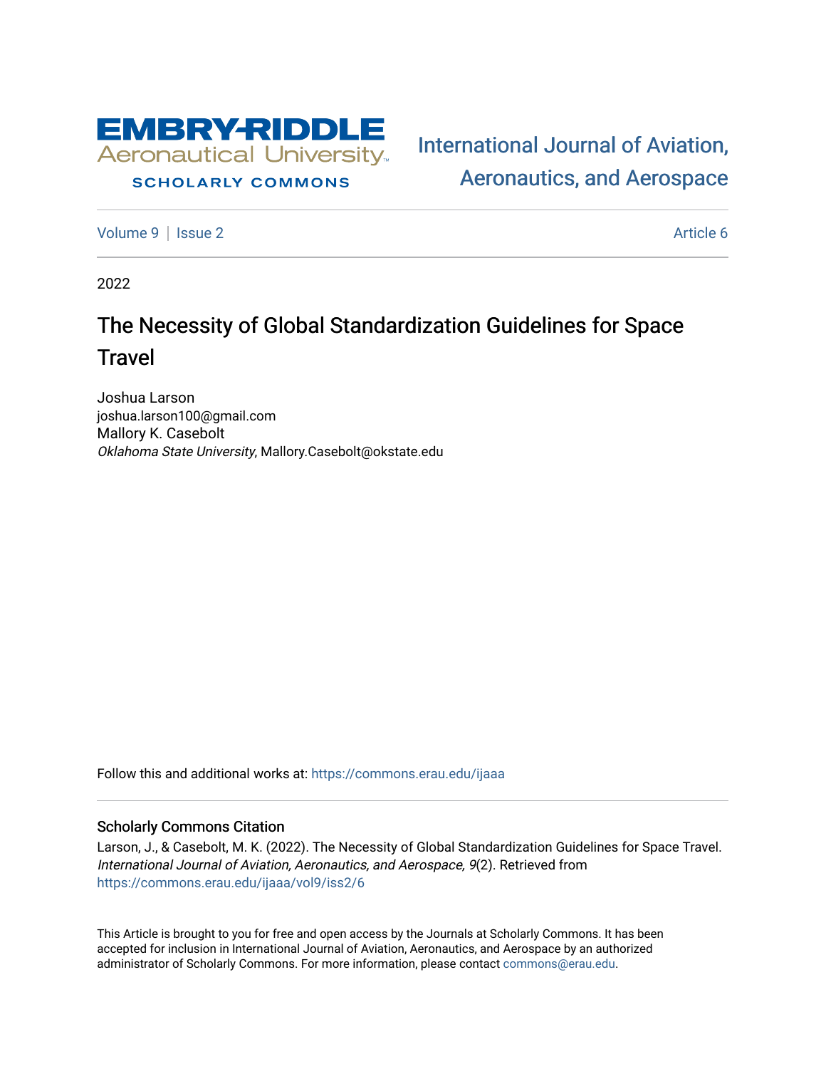EMBRY-RIDDLE
Aeronautical University
SCHOLARLY COMMONS

International Journal of Aviation, Aeronautics, and Aerospace

Volume 9 | Issue 2 Article 6

2022

# The Necessity of Global Standardization Guidelines for Space Travel

Joshua Larson
joshua.larson100@gmail.com
Mallory K. Casebolt
*Oklahoma State University*, Mallory.Casebolt@okstate.edu

Follow this and additional works at: https://commons.erau.edu/ijaaa

## Scholarly Commons Citation

Larson, J., & Casebolt, M. K. (2022). The Necessity of Global Standardization Guidelines for Space Travel. *International Journal of Aviation, Aeronautics, and Aerospace, 9*(2). Retrieved from https://commons.erau.edu/ijaaa/vol9/iss2/6

This Article is brought to you for free and open access by the Journals at Scholarly Commons. It has been accepted for inclusion in International Journal of Aviation, Aeronautics, and Aerospace by an authorized administrator of Scholarly Commons. For more information, please contact commons@erau.edu.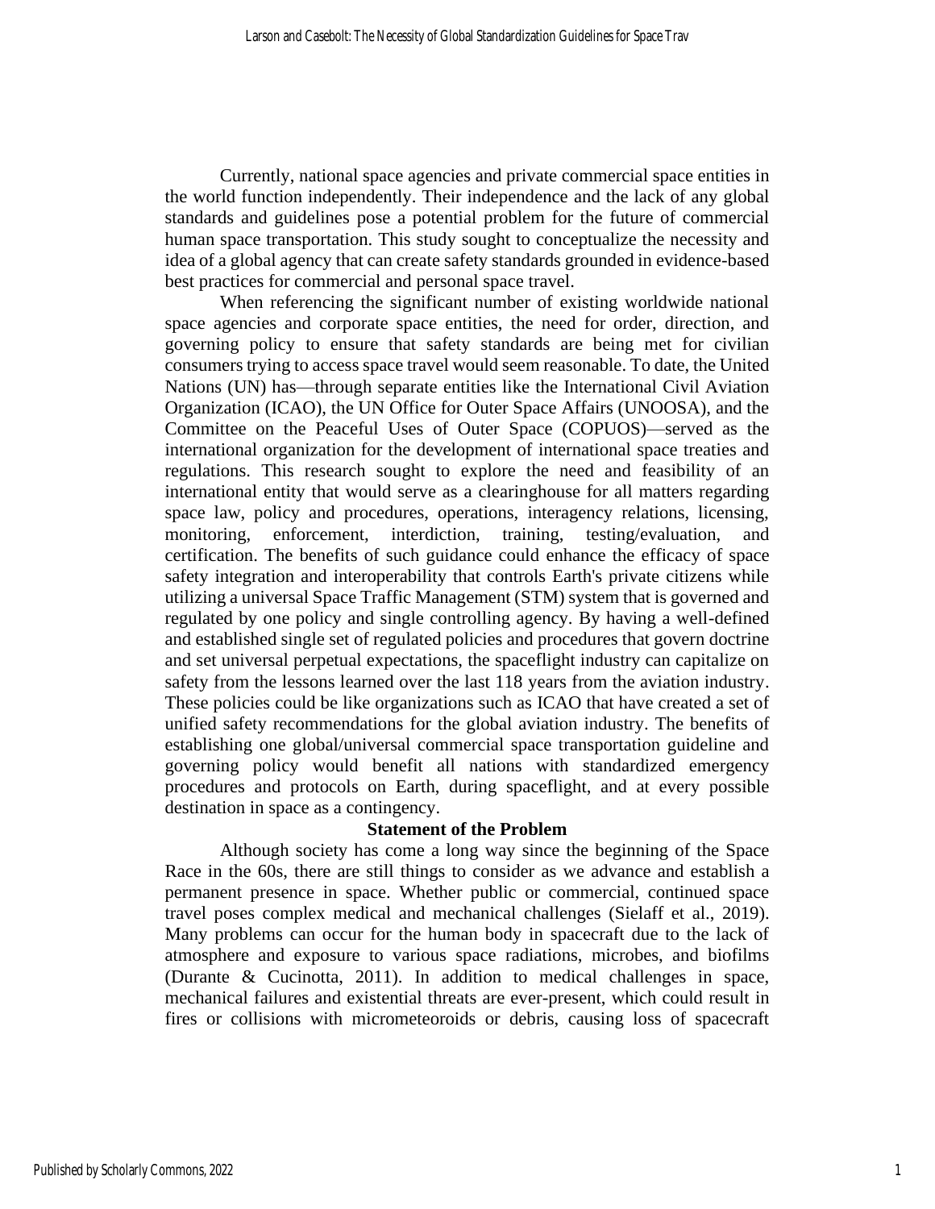Currently, national space agencies and private commercial space entities in the world function independently. Their independence and the lack of any global standards and guidelines pose a potential problem for the future of commercial human space transportation. This study sought to conceptualize the necessity and idea of a global agency that can create safety standards grounded in evidence-based best practices for commercial and personal space travel.

When referencing the significant number of existing worldwide national space agencies and corporate space entities, the need for order, direction, and governing policy to ensure that safety standards are being met for civilian consumers trying to access space travel would seem reasonable. To date, the United Nations (UN) has—through separate entities like the International Civil Aviation Organization (ICAO), the UN Office for Outer Space Affairs (UNOOSA), and the Committee on the Peaceful Uses of Outer Space (COPUOS)—served as the international organization for the development of international space treaties and regulations. This research sought to explore the need and feasibility of an international entity that would serve as a clearinghouse for all matters regarding space law, policy and procedures, operations, interagency relations, licensing, monitoring, enforcement, interdiction, training, testing/evaluation, and certification. The benefits of such guidance could enhance the efficacy of space safety integration and interoperability that controls Earth's private citizens while utilizing a universal Space Traffic Management (STM) system that is governed and regulated by one policy and single controlling agency. By having a well-defined and established single set of regulated policies and procedures that govern doctrine and set universal perpetual expectations, the spaceflight industry can capitalize on safety from the lessons learned over the last 118 years from the aviation industry. These policies could be like organizations such as ICAO that have created a set of unified safety recommendations for the global aviation industry. The benefits of establishing one global/universal commercial space transportation guideline and governing policy would benefit all nations with standardized emergency procedures and protocols on Earth, during spaceflight, and at every possible destination in space as a contingency.

## Statement of the Problem

Although society has come a long way since the beginning of the Space Race in the 60s, there are still things to consider as we advance and establish a permanent presence in space. Whether public or commercial, continued space travel poses complex medical and mechanical challenges (Sielaff et al., 2019). Many problems can occur for the human body in spacecraft due to the lack of atmosphere and exposure to various space radiations, microbes, and biofilms (Durante & Cucinotta, 2011). In addition to medical challenges in space, mechanical failures and existential threats are ever-present, which could result in fires or collisions with micrometeoroids or debris, causing loss of spacecraft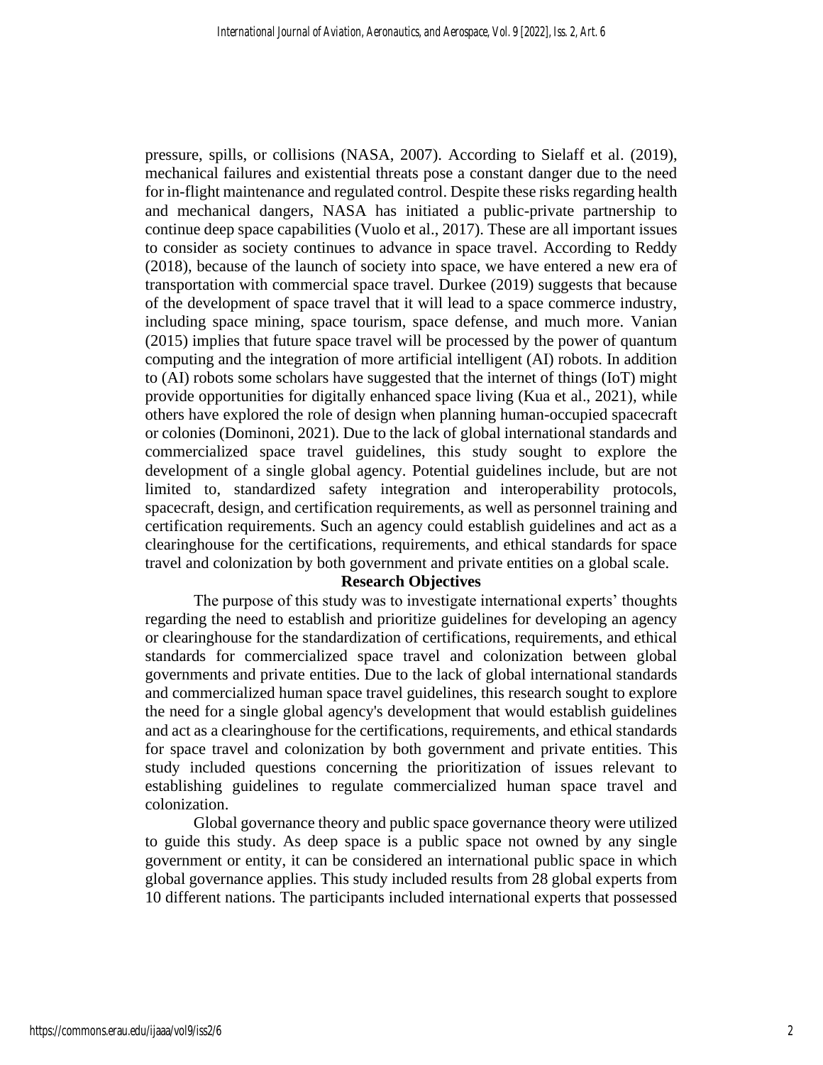pressure, spills, or collisions (NASA, 2007). According to Sielaff et al. (2019), mechanical failures and existential threats pose a constant danger due to the need for in-flight maintenance and regulated control. Despite these risks regarding health and mechanical dangers, NASA has initiated a public-private partnership to continue deep space capabilities (Vuolo et al., 2017). These are all important issues to consider as society continues to advance in space travel. According to Reddy (2018), because of the launch of society into space, we have entered a new era of transportation with commercial space travel. Durkee (2019) suggests that because of the development of space travel that it will lead to a space commerce industry, including space mining, space tourism, space defense, and much more. Vanian (2015) implies that future space travel will be processed by the power of quantum computing and the integration of more artificial intelligent (AI) robots. In addition to (AI) robots some scholars have suggested that the internet of things (IoT) might provide opportunities for digitally enhanced space living (Kua et al., 2021), while others have explored the role of design when planning human-occupied spacecraft or colonies (Dominoni, 2021). Due to the lack of global international standards and commercialized space travel guidelines, this study sought to explore the development of a single global agency. Potential guidelines include, but are not limited to, standardized safety integration and interoperability protocols, spacecraft, design, and certification requirements, as well as personnel training and certification requirements. Such an agency could establish guidelines and act as a clearinghouse for the certifications, requirements, and ethical standards for space travel and colonization by both government and private entities on a global scale.

## Research Objectives

The purpose of this study was to investigate international experts' thoughts regarding the need to establish and prioritize guidelines for developing an agency or clearinghouse for the standardization of certifications, requirements, and ethical standards for commercialized space travel and colonization between global governments and private entities. Due to the lack of global international standards and commercialized human space travel guidelines, this research sought to explore the need for a single global agency's development that would establish guidelines and act as a clearinghouse for the certifications, requirements, and ethical standards for space travel and colonization by both government and private entities. This study included questions concerning the prioritization of issues relevant to establishing guidelines to regulate commercialized human space travel and colonization.

Global governance theory and public space governance theory were utilized to guide this study. As deep space is a public space not owned by any single government or entity, it can be considered an international public space in which global governance applies. This study included results from 28 global experts from 10 different nations. The participants included international experts that possessed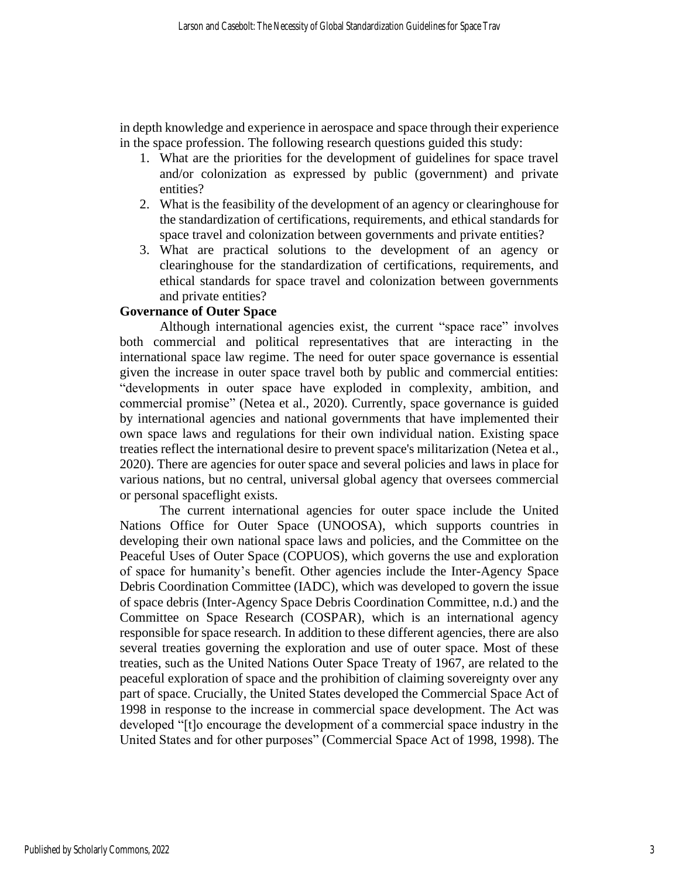in depth knowledge and experience in aerospace and space through their experience in the space profession. The following research questions guided this study:

1. What are the priorities for the development of guidelines for space travel and/or colonization as expressed by public (government) and private entities?
2. What is the feasibility of the development of an agency or clearinghouse for the standardization of certifications, requirements, and ethical standards for space travel and colonization between governments and private entities?
3. What are practical solutions to the development of an agency or clearinghouse for the standardization of certifications, requirements, and ethical standards for space travel and colonization between governments and private entities?

## Governance of Outer Space

Although international agencies exist, the current "space race" involves both commercial and political representatives that are interacting in the international space law regime. The need for outer space governance is essential given the increase in outer space travel both by public and commercial entities: "developments in outer space have exploded in complexity, ambition, and commercial promise" (Netea et al., 2020). Currently, space governance is guided by international agencies and national governments that have implemented their own space laws and regulations for their own individual nation. Existing space treaties reflect the international desire to prevent space's militarization (Netea et al., 2020). There are agencies for outer space and several policies and laws in place for various nations, but no central, universal global agency that oversees commercial or personal spaceflight exists.

The current international agencies for outer space include the United Nations Office for Outer Space (UNOOSA), which supports countries in developing their own national space laws and policies, and the Committee on the Peaceful Uses of Outer Space (COPUOS), which governs the use and exploration of space for humanity's benefit. Other agencies include the Inter-Agency Space Debris Coordination Committee (IADC), which was developed to govern the issue of space debris (Inter-Agency Space Debris Coordination Committee, n.d.) and the Committee on Space Research (COSPAR), which is an international agency responsible for space research. In addition to these different agencies, there are also several treaties governing the exploration and use of outer space. Most of these treaties, such as the United Nations Outer Space Treaty of 1967, are related to the peaceful exploration of space and the prohibition of claiming sovereignty over any part of space. Crucially, the United States developed the Commercial Space Act of 1998 in response to the increase in commercial space development. The Act was developed "[t]o encourage the development of a commercial space industry in the United States and for other purposes" (Commercial Space Act of 1998, 1998). The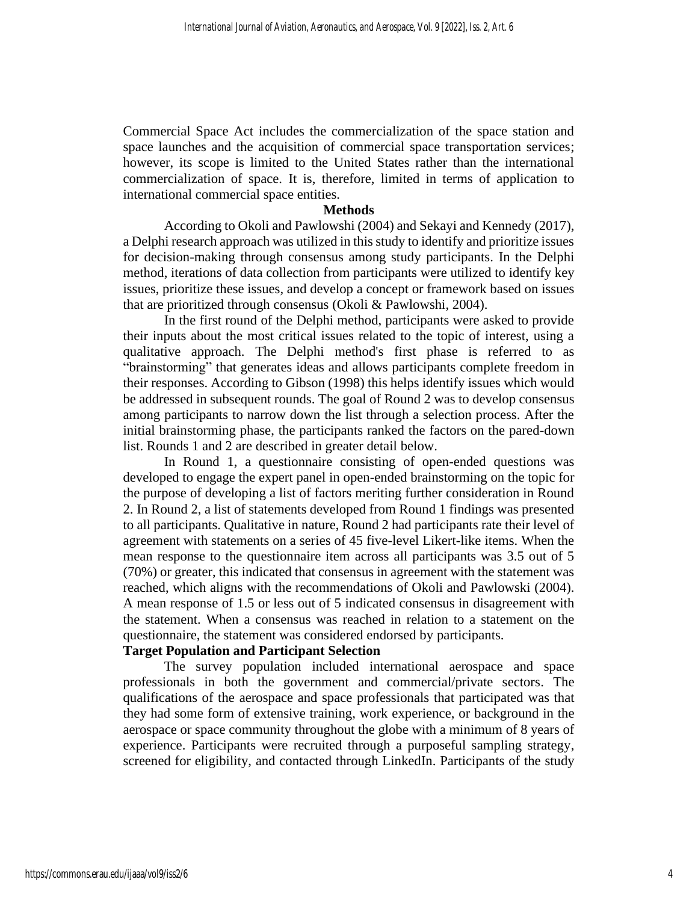Commercial Space Act includes the commercialization of the space station and space launches and the acquisition of commercial space transportation services; however, its scope is limited to the United States rather than the international commercialization of space. It is, therefore, limited in terms of application to international commercial space entities.

## Methods

According to Okoli and Pawlowshi (2004) and Sekayi and Kennedy (2017), a Delphi research approach was utilized in this study to identify and prioritize issues for decision-making through consensus among study participants. In the Delphi method, iterations of data collection from participants were utilized to identify key issues, prioritize these issues, and develop a concept or framework based on issues that are prioritized through consensus (Okoli & Pawlowshi, 2004).

In the first round of the Delphi method, participants were asked to provide their inputs about the most critical issues related to the topic of interest, using a qualitative approach. The Delphi method's first phase is referred to as "brainstorming" that generates ideas and allows participants complete freedom in their responses. According to Gibson (1998) this helps identify issues which would be addressed in subsequent rounds. The goal of Round 2 was to develop consensus among participants to narrow down the list through a selection process. After the initial brainstorming phase, the participants ranked the factors on the pared-down list. Rounds 1 and 2 are described in greater detail below.

In Round 1, a questionnaire consisting of open-ended questions was developed to engage the expert panel in open-ended brainstorming on the topic for the purpose of developing a list of factors meriting further consideration in Round 2. In Round 2, a list of statements developed from Round 1 findings was presented to all participants. Qualitative in nature, Round 2 had participants rate their level of agreement with statements on a series of 45 five-level Likert-like items. When the mean response to the questionnaire item across all participants was 3.5 out of 5 (70%) or greater, this indicated that consensus in agreement with the statement was reached, which aligns with the recommendations of Okoli and Pawlowski (2004). A mean response of 1.5 or less out of 5 indicated consensus in disagreement with the statement. When a consensus was reached in relation to a statement on the questionnaire, the statement was considered endorsed by participants.

### Target Population and Participant Selection

The survey population included international aerospace and space professionals in both the government and commercial/private sectors. The qualifications of the aerospace and space professionals that participated was that they had some form of extensive training, work experience, or background in the aerospace or space community throughout the globe with a minimum of 8 years of experience. Participants were recruited through a purposeful sampling strategy, screened for eligibility, and contacted through LinkedIn. Participants of the study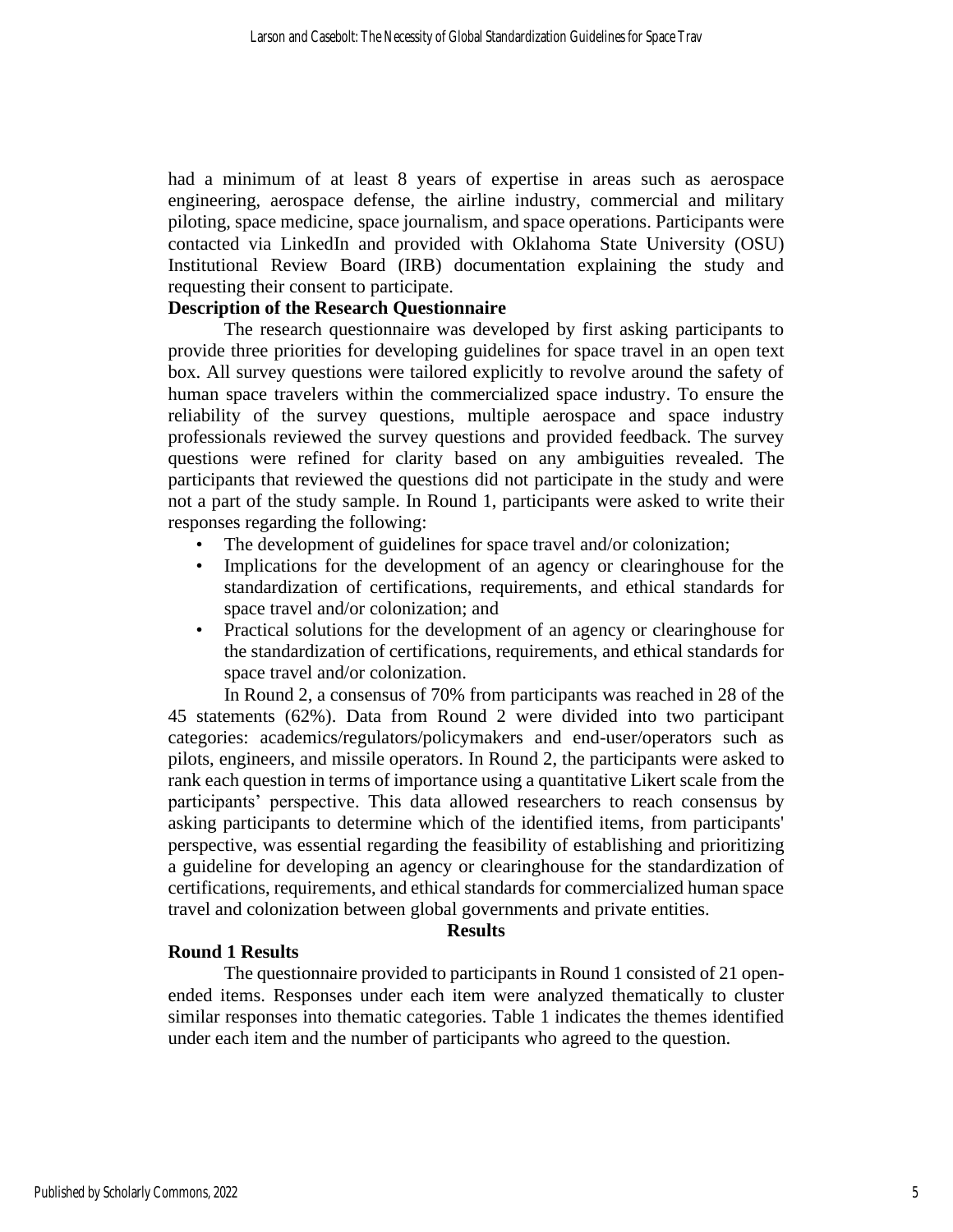had a minimum of at least 8 years of expertise in areas such as aerospace engineering, aerospace defense, the airline industry, commercial and military piloting, space medicine, space journalism, and space operations. Participants were contacted via LinkedIn and provided with Oklahoma State University (OSU) Institutional Review Board (IRB) documentation explaining the study and requesting their consent to participate.

### Description of the Research Questionnaire

The research questionnaire was developed by first asking participants to provide three priorities for developing guidelines for space travel in an open text box. All survey questions were tailored explicitly to revolve around the safety of human space travelers within the commercialized space industry. To ensure the reliability of the survey questions, multiple aerospace and space industry professionals reviewed the survey questions and provided feedback. The survey questions were refined for clarity based on any ambiguities revealed. The participants that reviewed the questions did not participate in the study and were not a part of the study sample. In Round 1, participants were asked to write their responses regarding the following:

- The development of guidelines for space travel and/or colonization;
- Implications for the development of an agency or clearinghouse for the standardization of certifications, requirements, and ethical standards for space travel and/or colonization; and
- Practical solutions for the development of an agency or clearinghouse for the standardization of certifications, requirements, and ethical standards for space travel and/or colonization.

In Round 2, a consensus of 70% from participants was reached in 28 of the 45 statements (62%). Data from Round 2 were divided into two participant categories: academics/regulators/policymakers and end-user/operators such as pilots, engineers, and missile operators. In Round 2, the participants were asked to rank each question in terms of importance using a quantitative Likert scale from the participants' perspective. This data allowed researchers to reach consensus by asking participants to determine which of the identified items, from participants' perspective, was essential regarding the feasibility of establishing and prioritizing a guideline for developing an agency or clearinghouse for the standardization of certifications, requirements, and ethical standards for commercialized human space travel and colonization between global governments and private entities.

## Results

### Round 1 Results

The questionnaire provided to participants in Round 1 consisted of 21 open-ended items. Responses under each item were analyzed thematically to cluster similar responses into thematic categories. Table 1 indicates the themes identified under each item and the number of participants who agreed to the question.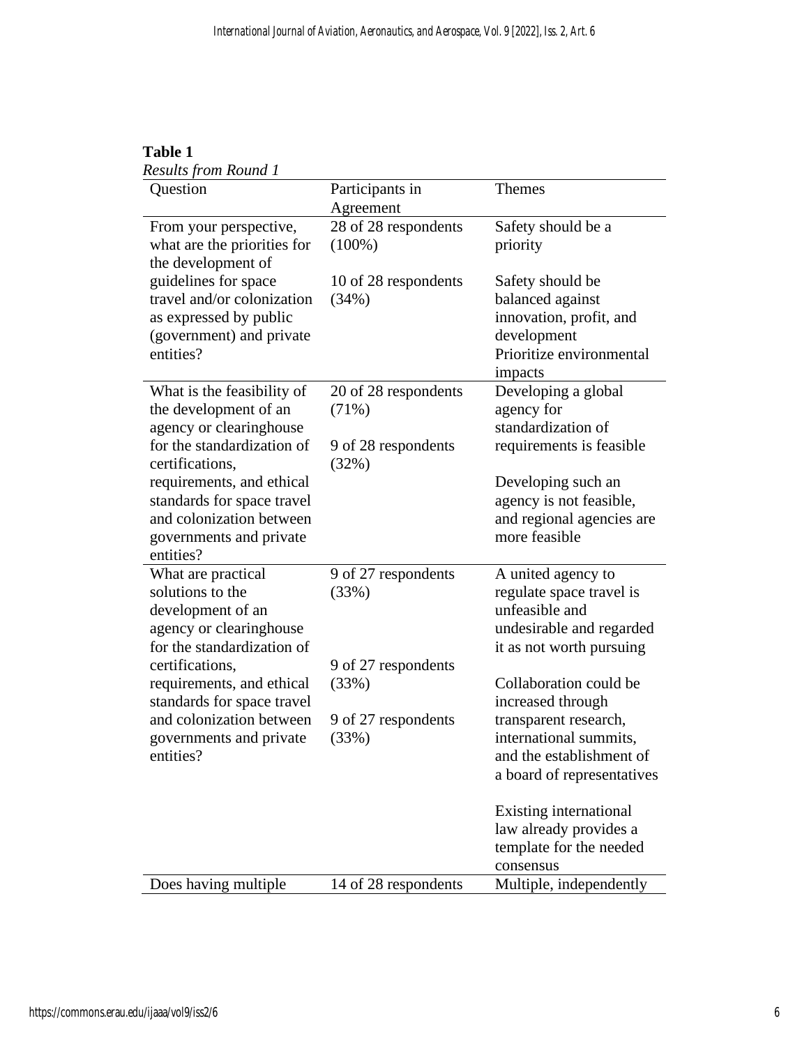**Table 1**

*Results from Round 1*

| Question | Participants in Agreement | Themes |
|---|---|---|
| From your perspective, what are the priorities for the development of guidelines for space travel and/or colonization as expressed by public (government) and private entities? | 28 of 28 respondents (100%)<br><br>10 of 28 respondents (34%) | Safety should be a priority<br><br>Safety should be balanced against innovation, profit, and development<br>Prioritize environmental impacts |
| What is the feasibility of the development of an agency or clearinghouse for the standardization of certifications, requirements, and ethical standards for space travel and colonization between governments and private entities? | 20 of 28 respondents (71%)<br><br>9 of 28 respondents (32%) | Developing a global agency for standardization of requirements is feasible<br><br>Developing such an agency is not feasible, and regional agencies are more feasible |
| What are practical solutions to the development of an agency or clearinghouse for the standardization of certifications, requirements, and ethical standards for space travel and colonization between governments and private entities? | 9 of 27 respondents (33%)<br><br>9 of 27 respondents (33%)<br><br>9 of 27 respondents (33%) | A united agency to regulate space travel is unfeasible and undesirable and regarded it as not worth pursuing<br><br>Collaboration could be increased through transparent research, international summits, and the establishment of a board of representatives<br><br>Existing international law already provides a template for the needed consensus |
| Does having multiple | 14 of 28 respondents | Multiple, independently |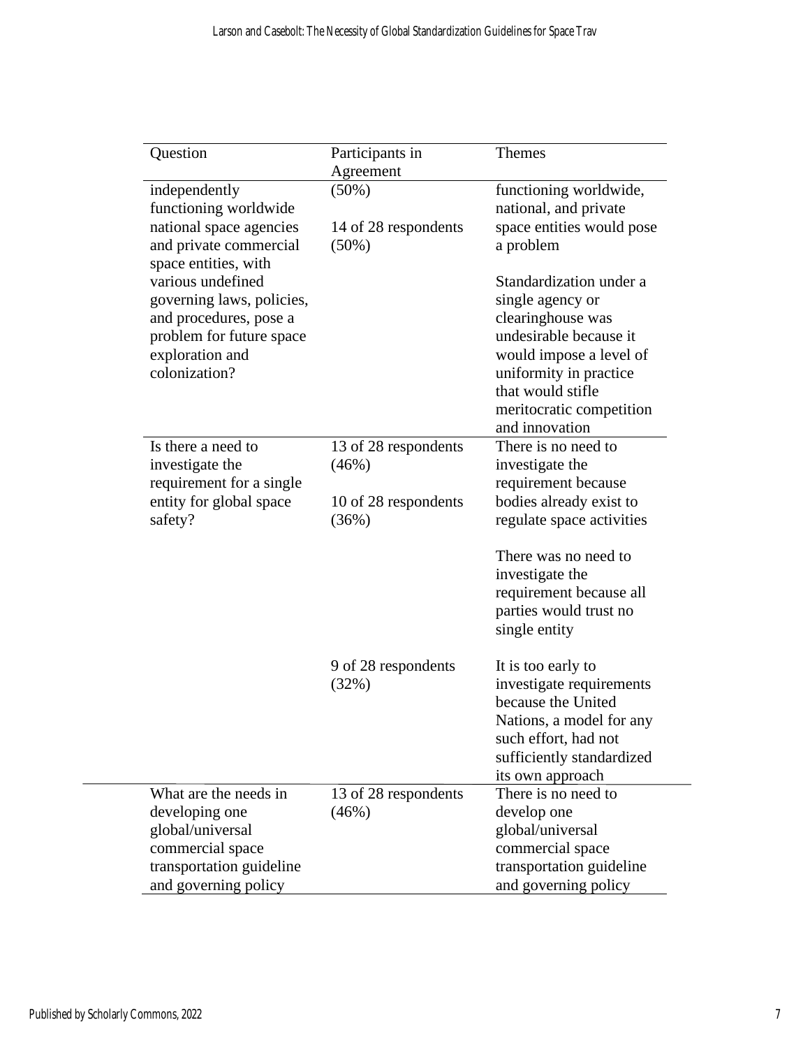| Question | Participants in Agreement | Themes |
|---|---|---|
| independently functioning worldwide national space agencies and private commercial space entities, with various undefined governing laws, policies, and procedures, pose a problem for future space exploration and colonization? | (50%)<br><br>14 of 28 respondents (50%) | functioning worldwide, national, and private space entities would pose a problem<br><br>Standardization under a single agency or clearinghouse was undesirable because it would impose a level of uniformity in practice that would stifle meritocratic competition and innovation |
| Is there a need to investigate the requirement for a single entity for global space safety? | 13 of 28 respondents (46%)<br><br>10 of 28 respondents (36%) | There is no need to investigate the requirement because bodies already exist to regulate space activities<br><br>There was no need to investigate the requirement because all parties would trust no single entity |
| | 9 of 28 respondents (32%) | It is too early to investigate requirements because the United Nations, a model for any such effort, had not sufficiently standardized its own approach |
| What are the needs in developing one global/universal commercial space transportation guideline and governing policy | 13 of 28 respondents (46%) | There is no need to develop one global/universal commercial space transportation guideline and governing policy |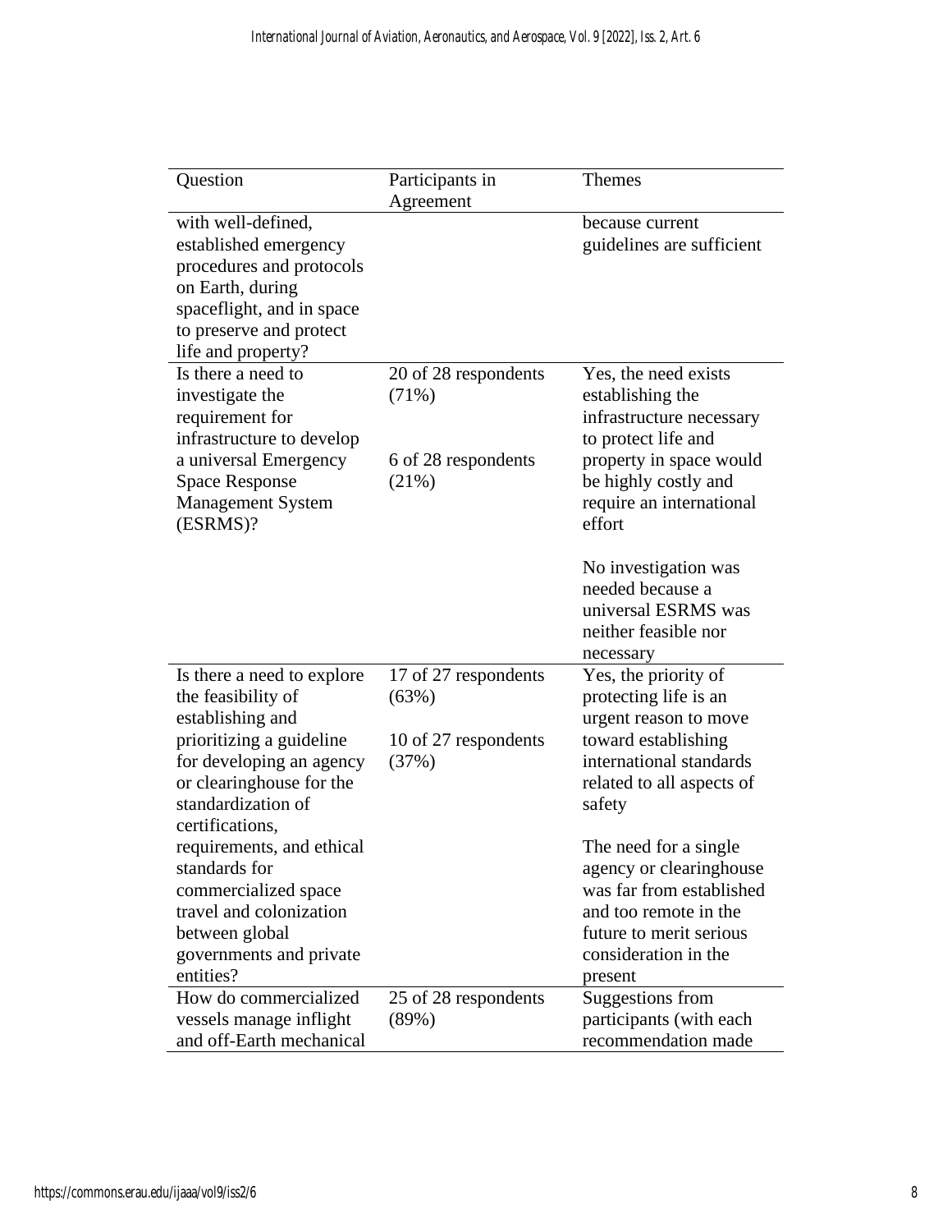| Question | Participants in Agreement | Themes |
|---|---|---|
| with well-defined, established emergency procedures and protocols on Earth, during spaceflight, and in space to preserve and protect life and property? | | because current guidelines are sufficient |
| Is there a need to investigate the requirement for infrastructure to develop a universal Emergency Space Response Management System (ESRMS)? | 20 of 28 respondents (71%)<br><br>6 of 28 respondents (21%) | Yes, the need exists establishing the infrastructure necessary to protect life and property in space would be highly costly and require an international effort<br><br>No investigation was needed because a universal ESRMS was neither feasible nor necessary |
| Is there a need to explore the feasibility of establishing and prioritizing a guideline for developing an agency or clearinghouse for the standardization of certifications, requirements, and ethical standards for commercialized space travel and colonization between global governments and private entities? | 17 of 27 respondents (63%)<br><br>10 of 27 respondents (37%) | Yes, the priority of protecting life is an urgent reason to move toward establishing international standards related to all aspects of safety<br><br>The need for a single agency or clearinghouse was far from established and too remote in the future to merit serious consideration in the present |
| How do commercialized vessels manage inflight and off-Earth mechanical | 25 of 28 respondents (89%) | Suggestions from participants (with each recommendation made |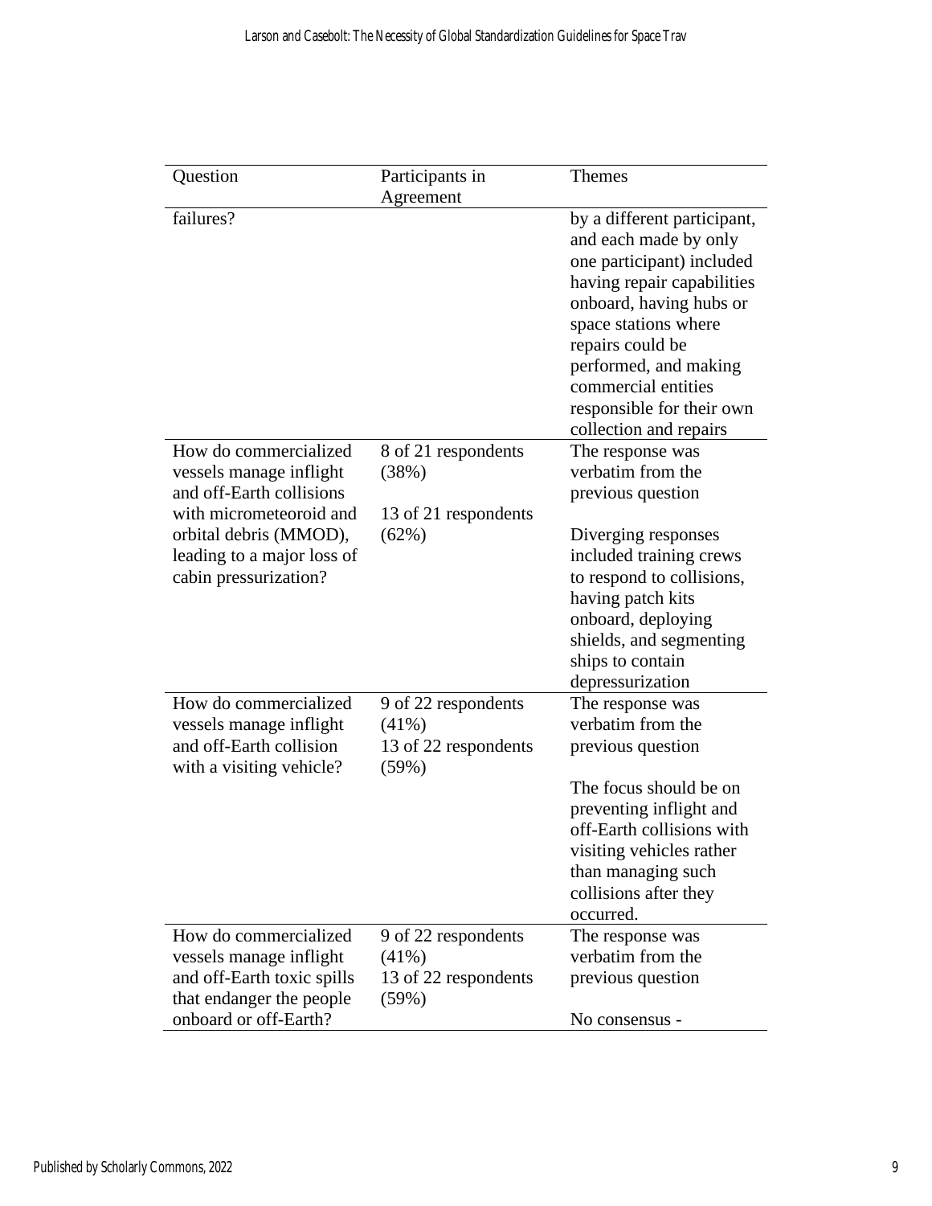| Question | Participants in Agreement | Themes |
|---|---|---|
| failures? | | by a different participant, and each made by only one participant) included having repair capabilities onboard, having hubs or space stations where repairs could be performed, and making commercial entities responsible for their own collection and repairs |
| How do commercialized vessels manage inflight and off-Earth collisions with micrometeoroid and orbital debris (MMOD), leading to a major loss of cabin pressurization? | 8 of 21 respondents (38%)<br><br>13 of 21 respondents (62%) | The response was verbatim from the previous question<br><br>Diverging responses included training crews to respond to collisions, having patch kits onboard, deploying shields, and segmenting ships to contain depressurization |
| How do commercialized vessels manage inflight and off-Earth collision with a visiting vehicle? | 9 of 22 respondents (41%)<br>13 of 22 respondents (59%) | The response was verbatim from the previous question<br><br>The focus should be on preventing inflight and off-Earth collisions with visiting vehicles rather than managing such collisions after they occurred. |
| How do commercialized vessels manage inflight and off-Earth toxic spills that endanger the people onboard or off-Earth? | 9 of 22 respondents (41%)<br>13 of 22 respondents (59%) | The response was verbatim from the previous question<br><br>No consensus - |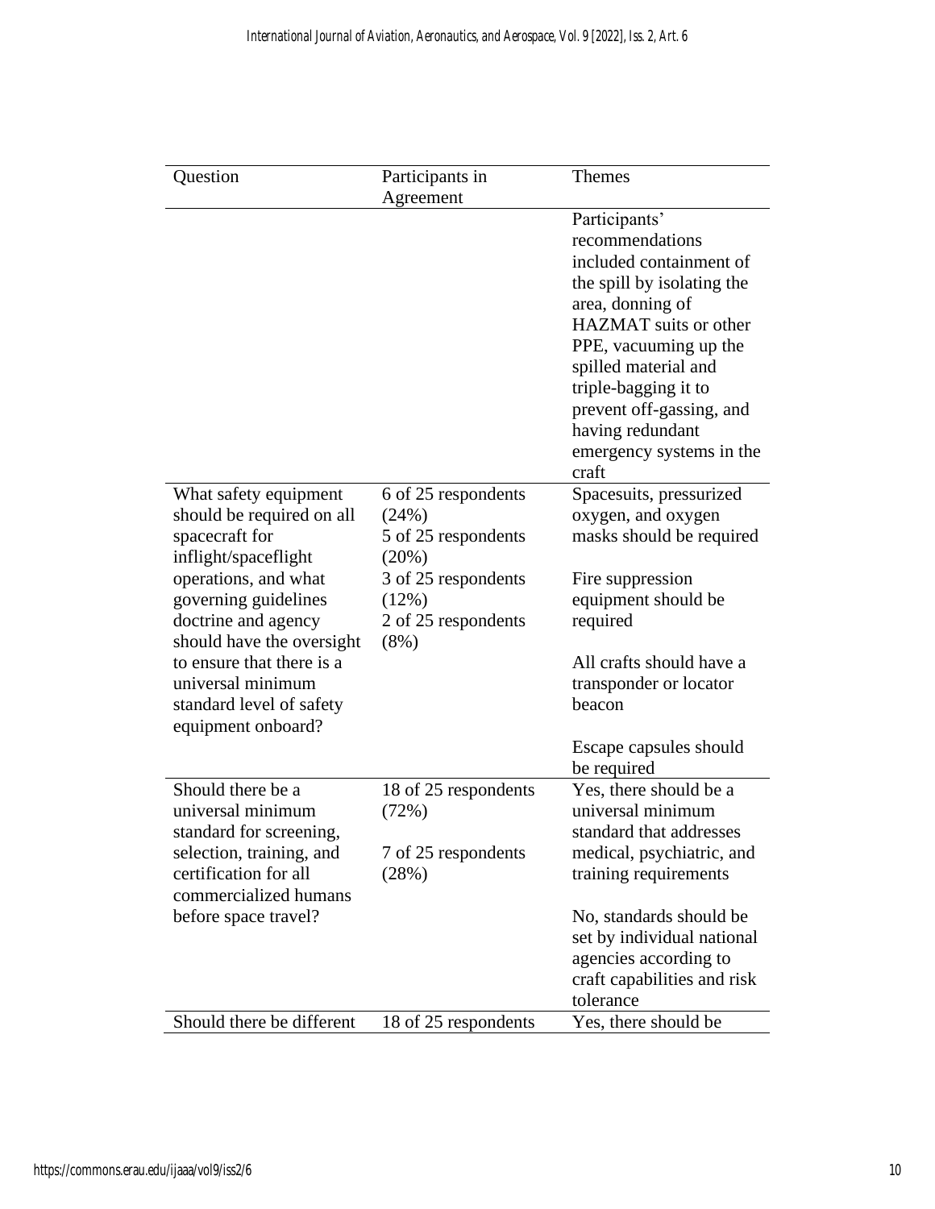| Question | Participants in Agreement | Themes |
|---|---|---|
| | | Participants' recommendations included containment of the spill by isolating the area, donning of HAZMAT suits or other PPE, vacuuming up the spilled material and triple-bagging it to prevent off-gassing, and having redundant emergency systems in the craft |
| What safety equipment should be required on all spacecraft for inflight/spaceflight operations, and what governing guidelines doctrine and agency should have the oversight to ensure that there is a universal minimum standard level of safety equipment onboard? | 6 of 25 respondents (24%)<br>5 of 25 respondents (20%)<br>3 of 25 respondents (12%)<br>2 of 25 respondents (8%) | Spacesuits, pressurized oxygen, and oxygen masks should be required<br><br>Fire suppression equipment should be required<br><br>All crafts should have a transponder or locator beacon<br><br>Escape capsules should be required |
| Should there be a universal minimum standard for screening, selection, training, and certification for all commercialized humans before space travel? | 18 of 25 respondents (72%)<br><br>7 of 25 respondents (28%) | Yes, there should be a universal minimum standard that addresses medical, psychiatric, and training requirements<br><br>No, standards should be set by individual national agencies according to craft capabilities and risk tolerance |
| Should there be different | 18 of 25 respondents | Yes, there should be |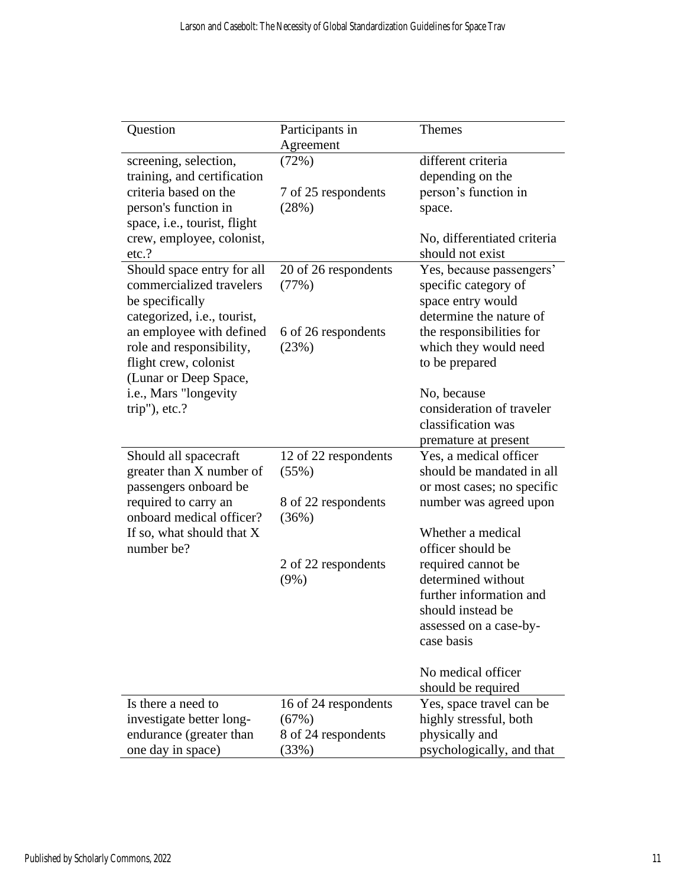| Question | Participants in Agreement | Themes |
|---|---|---|
| screening, selection, training, and certification criteria based on the person's function in space, i.e., tourist, flight crew, employee, colonist, etc.? | (72%)<br><br>7 of 25 respondents (28%) | different criteria depending on the person's function in space.<br><br>No, differentiated criteria should not exist |
| Should space entry for all commercialized travelers be specifically categorized, i.e., tourist, an employee with defined role and responsibility, flight crew, colonist (Lunar or Deep Space, i.e., Mars "longevity trip"), etc.? | 20 of 26 respondents (77%)<br><br>6 of 26 respondents (23%) | Yes, because passengers' specific category of space entry would determine the nature of the responsibilities for which they would need to be prepared<br><br>No, because consideration of traveler classification was premature at present |
| Should all spacecraft greater than X number of passengers onboard be required to carry an onboard medical officer? If so, what should that X number be? | 12 of 22 respondents (55%)<br><br>8 of 22 respondents (36%)<br><br>2 of 22 respondents (9%) | Yes, a medical officer should be mandated in all or most cases; no specific number was agreed upon<br><br>Whether a medical officer should be required cannot be determined without further information and should instead be assessed on a case-by-case basis<br><br>No medical officer should be required |
| Is there a need to investigate better long-endurance (greater than one day in space) | 16 of 24 respondents (67%)<br>8 of 24 respondents (33%) | Yes, space travel can be highly stressful, both physically and psychologically, and that |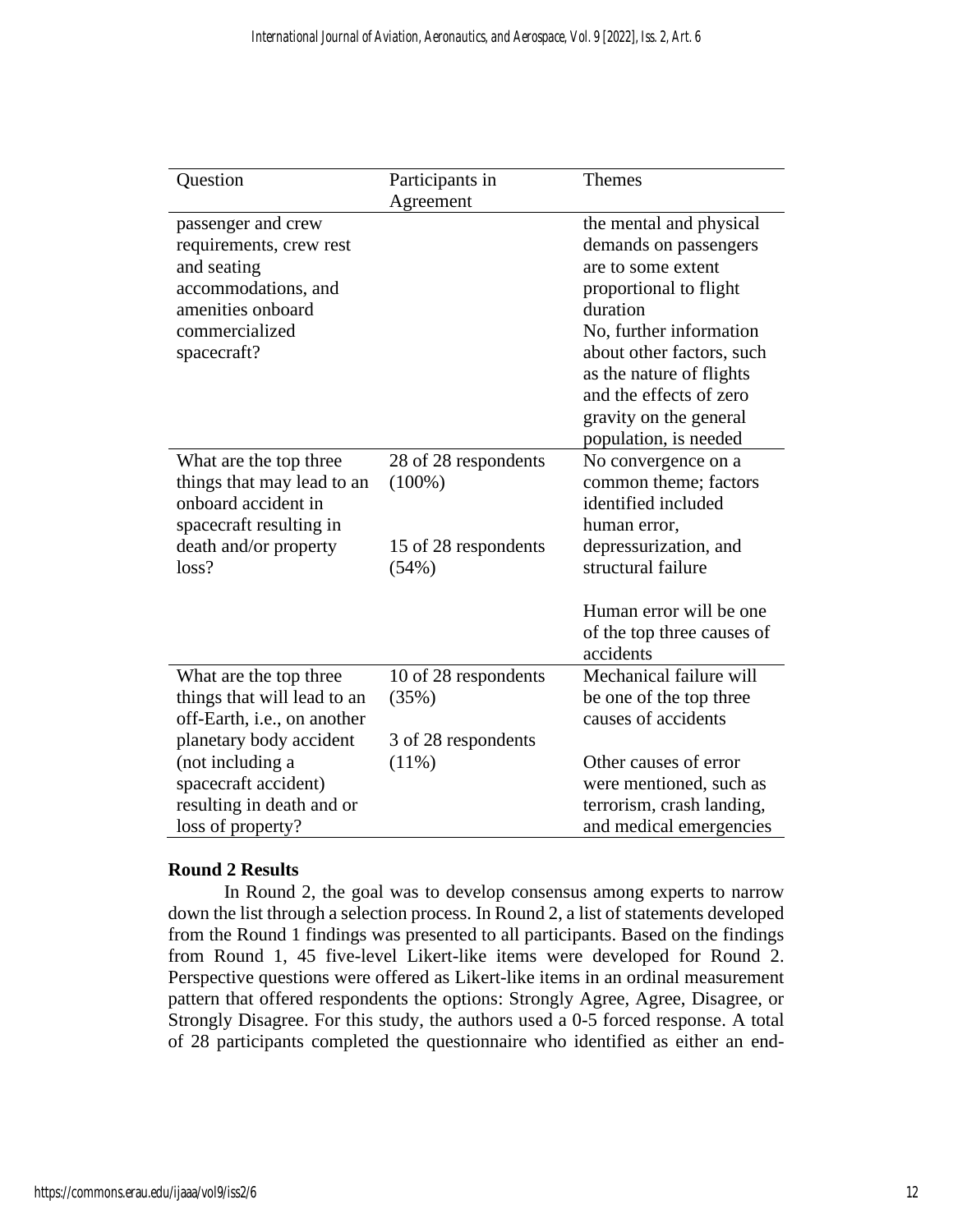| Question | Participants in Agreement | Themes |
|---|---|---|
| passenger and crew requirements, crew rest and seating accommodations, and amenities onboard commercialized spacecraft? | | the mental and physical demands on passengers are to some extent proportional to flight duration<br>No, further information about other factors, such as the nature of flights and the effects of zero gravity on the general population, is needed |
| What are the top three things that may lead to an onboard accident in spacecraft resulting in death and/or property loss? | 28 of 28 respondents (100%)<br><br>15 of 28 respondents (54%) | No convergence on a common theme; factors identified included human error, depressurization, and structural failure<br><br>Human error will be one of the top three causes of accidents |
| What are the top three things that will lead to an off-Earth, i.e., on another planetary body accident (not including a spacecraft accident) resulting in death and or loss of property? | 10 of 28 respondents (35%)<br><br>3 of 28 respondents (11%) | Mechanical failure will be one of the top three causes of accidents<br><br>Other causes of error were mentioned, such as terrorism, crash landing, and medical emergencies |

**Round 2 Results**

In Round 2, the goal was to develop consensus among experts to narrow down the list through a selection process. In Round 2, a list of statements developed from the Round 1 findings was presented to all participants. Based on the findings from Round 1, 45 five-level Likert-like items were developed for Round 2. Perspective questions were offered as Likert-like items in an ordinal measurement pattern that offered respondents the options: Strongly Agree, Agree, Disagree, or Strongly Disagree. For this study, the authors used a 0-5 forced response. A total of 28 participants completed the questionnaire who identified as either an end-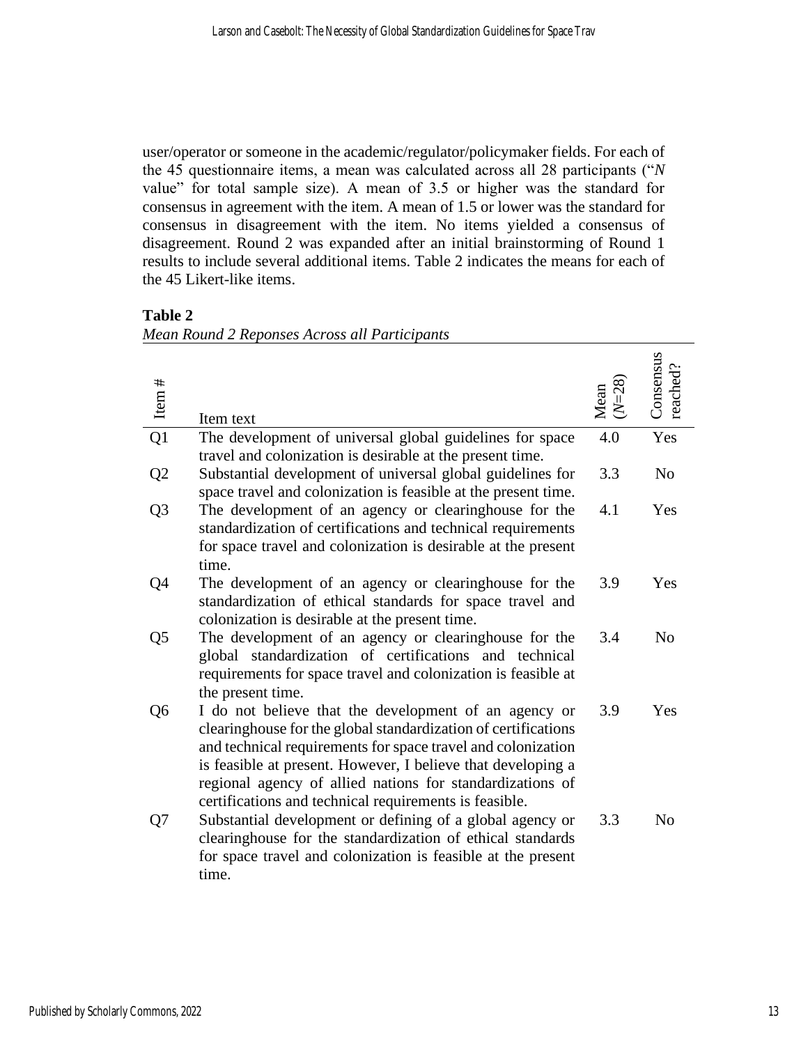user/operator or someone in the academic/regulator/policymaker fields. For each of the 45 questionnaire items, a mean was calculated across all 28 participants ("*N* value" for total sample size). A mean of 3.5 or higher was the standard for consensus in agreement with the item. A mean of 1.5 or lower was the standard for consensus in disagreement with the item. No items yielded a consensus of disagreement. Round 2 was expanded after an initial brainstorming of Round 1 results to include several additional items. Table 2 indicates the means for each of the 45 Likert-like items.

**Table 2**

*Mean Round 2 Reponses Across all Participants*

| Item # | Item text | Mean (*N*=28) | Consensus reached? |
|---|---|---|---|
| Q1 | The development of universal global guidelines for space travel and colonization is desirable at the present time. | 4.0 | Yes |
| Q2 | Substantial development of universal global guidelines for space travel and colonization is feasible at the present time. | 3.3 | No |
| Q3 | The development of an agency or clearinghouse for the standardization of certifications and technical requirements for space travel and colonization is desirable at the present time. | 4.1 | Yes |
| Q4 | The development of an agency or clearinghouse for the standardization of ethical standards for space travel and colonization is desirable at the present time. | 3.9 | Yes |
| Q5 | The development of an agency or clearinghouse for the global standardization of certifications and technical requirements for space travel and colonization is feasible at the present time. | 3.4 | No |
| Q6 | I do not believe that the development of an agency or clearinghouse for the global standardization of certifications and technical requirements for space travel and colonization is feasible at present. However, I believe that developing a regional agency of allied nations for standardizations of certifications and technical requirements is feasible. | 3.9 | Yes |
| Q7 | Substantial development or defining of a global agency or clearinghouse for the standardization of ethical standards for space travel and colonization is feasible at the present time. | 3.3 | No |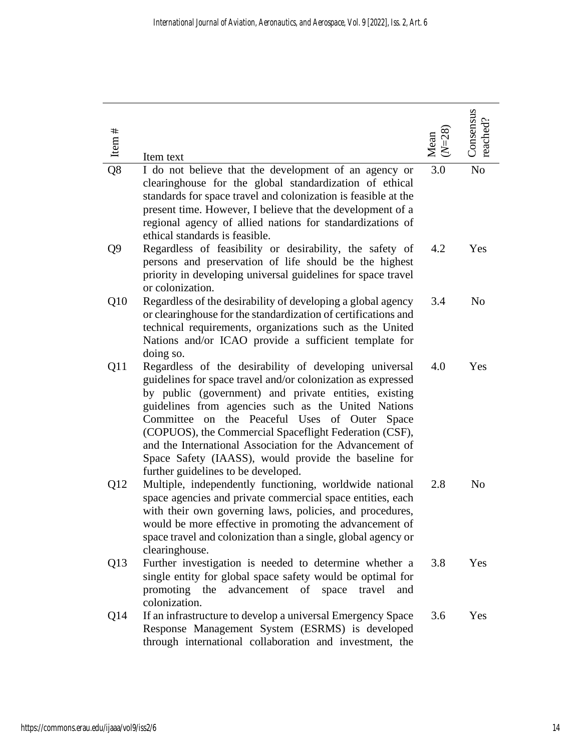| Item # | Item text | Mean (*N*=28) | Consensus reached? |
|---|---|---|---|
| Q8 | I do not believe that the development of an agency or clearinghouse for the global standardization of ethical standards for space travel and colonization is feasible at the present time. However, I believe that the development of a regional agency of allied nations for standardizations of ethical standards is feasible. | 3.0 | No |
| Q9 | Regardless of feasibility or desirability, the safety of persons and preservation of life should be the highest priority in developing universal guidelines for space travel or colonization. | 4.2 | Yes |
| Q10 | Regardless of the desirability of developing a global agency or clearinghouse for the standardization of certifications and technical requirements, organizations such as the United Nations and/or ICAO provide a sufficient template for doing so. | 3.4 | No |
| Q11 | Regardless of the desirability of developing universal guidelines for space travel and/or colonization as expressed by public (government) and private entities, existing guidelines from agencies such as the United Nations Committee on the Peaceful Uses of Outer Space (COPUOS), the Commercial Spaceflight Federation (CSF), and the International Association for the Advancement of Space Safety (IAASS), would provide the baseline for further guidelines to be developed. | 4.0 | Yes |
| Q12 | Multiple, independently functioning, worldwide national space agencies and private commercial space entities, each with their own governing laws, policies, and procedures, would be more effective in promoting the advancement of space travel and colonization than a single, global agency or clearinghouse. | 2.8 | No |
| Q13 | Further investigation is needed to determine whether a single entity for global space safety would be optimal for promoting the advancement of space travel and colonization. | 3.8 | Yes |
| Q14 | If an infrastructure to develop a universal Emergency Space Response Management System (ESRMS) is developed through international collaboration and investment, the | 3.6 | Yes |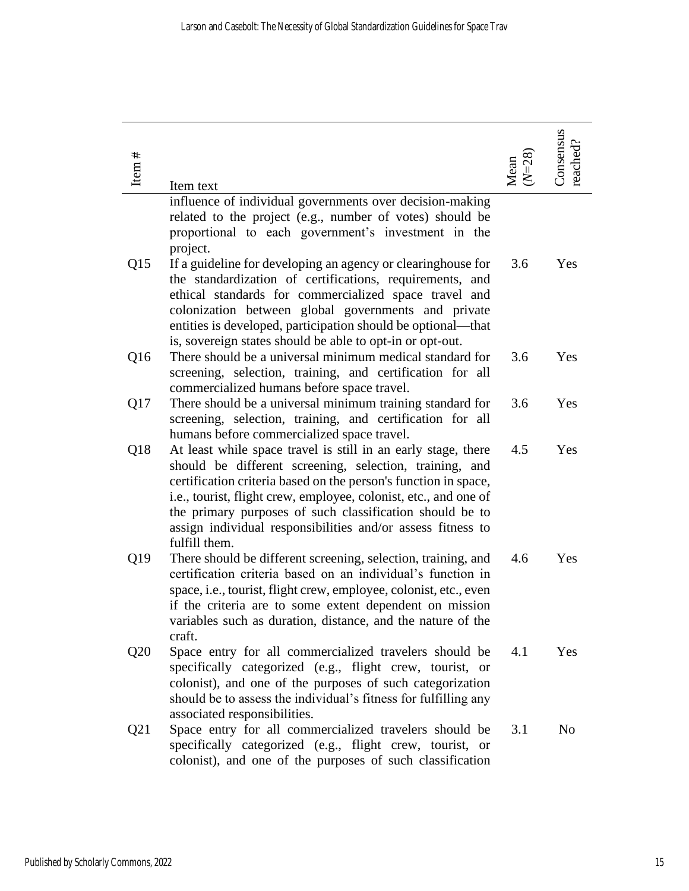| Item # | Item text | Mean ($N$=28) | Consensus reached? |
|---|---|---|---|
| | influence of individual governments over decision-making related to the project (e.g., number of votes) should be proportional to each government's investment in the project. | | |
| Q15 | If a guideline for developing an agency or clearinghouse for the standardization of certifications, requirements, and ethical standards for commercialized space travel and colonization between global governments and private entities is developed, participation should be optional—that is, sovereign states should be able to opt-in or opt-out. | 3.6 | Yes |
| Q16 | There should be a universal minimum medical standard for screening, selection, training, and certification for all commercialized humans before space travel. | 3.6 | Yes |
| Q17 | There should be a universal minimum training standard for screening, selection, training, and certification for all humans before commercialized space travel. | 3.6 | Yes |
| Q18 | At least while space travel is still in an early stage, there should be different screening, selection, training, and certification criteria based on the person's function in space, i.e., tourist, flight crew, employee, colonist, etc., and one of the primary purposes of such classification should be to assign individual responsibilities and/or assess fitness to fulfill them. | 4.5 | Yes |
| Q19 | There should be different screening, selection, training, and certification criteria based on an individual's function in space, i.e., tourist, flight crew, employee, colonist, etc., even if the criteria are to some extent dependent on mission variables such as duration, distance, and the nature of the craft. | 4.6 | Yes |
| Q20 | Space entry for all commercialized travelers should be specifically categorized (e.g., flight crew, tourist, or colonist), and one of the purposes of such categorization should be to assess the individual's fitness for fulfilling any associated responsibilities. | 4.1 | Yes |
| Q21 | Space entry for all commercialized travelers should be specifically categorized (e.g., flight crew, tourist, or colonist), and one of the purposes of such classification | 3.1 | No |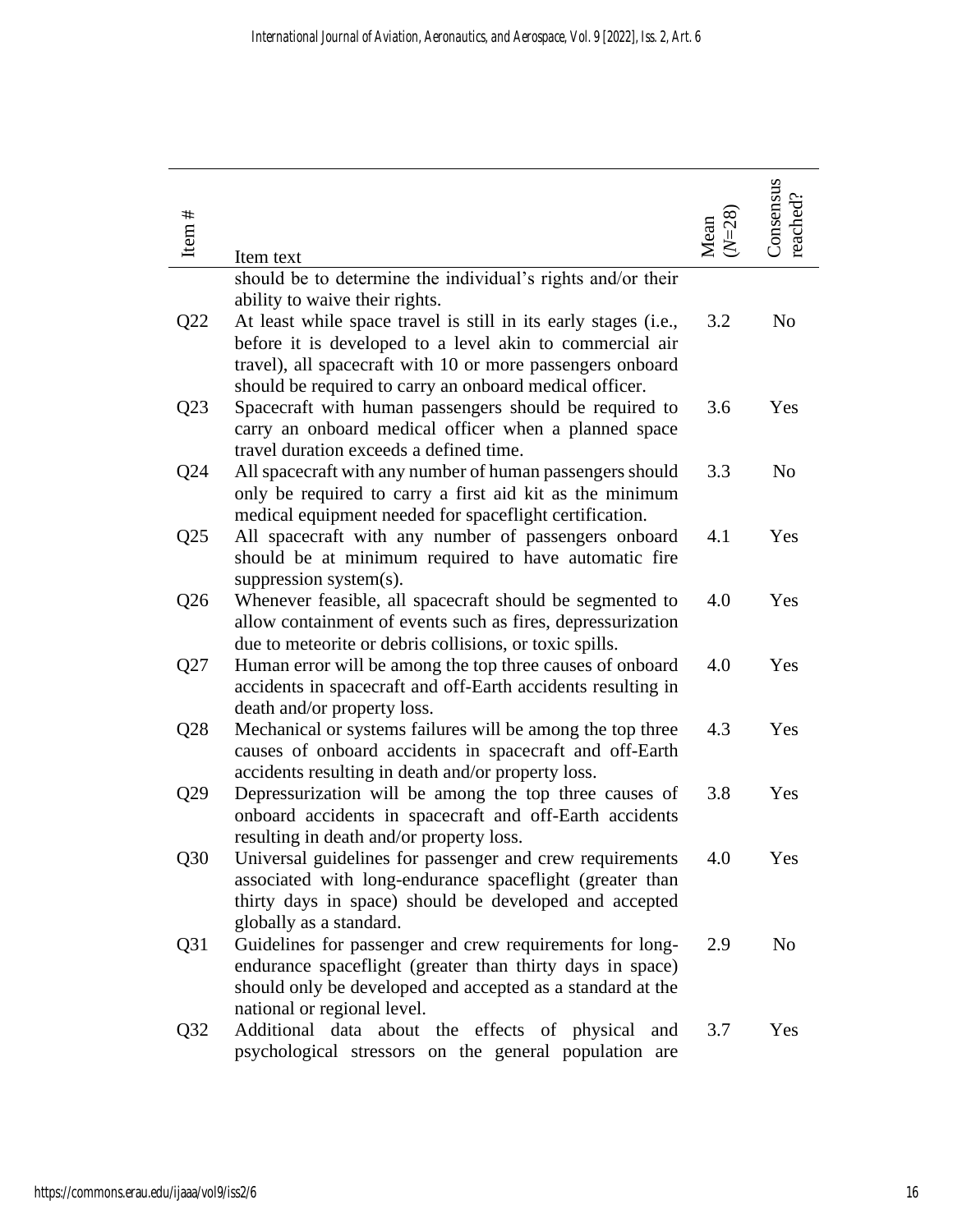| Item # | Item text | Mean ($N$=28) | Consensus reached? |
|---|---|---|---|
| | should be to determine the individual's rights and/or their ability to waive their rights. | | |
| Q22 | At least while space travel is still in its early stages (i.e., before it is developed to a level akin to commercial air travel), all spacecraft with 10 or more passengers onboard should be required to carry an onboard medical officer. | 3.2 | No |
| Q23 | Spacecraft with human passengers should be required to carry an onboard medical officer when a planned space travel duration exceeds a defined time. | 3.6 | Yes |
| Q24 | All spacecraft with any number of human passengers should only be required to carry a first aid kit as the minimum medical equipment needed for spaceflight certification. | 3.3 | No |
| Q25 | All spacecraft with any number of passengers onboard should be at minimum required to have automatic fire suppression system(s). | 4.1 | Yes |
| Q26 | Whenever feasible, all spacecraft should be segmented to allow containment of events such as fires, depressurization due to meteorite or debris collisions, or toxic spills. | 4.0 | Yes |
| Q27 | Human error will be among the top three causes of onboard accidents in spacecraft and off-Earth accidents resulting in death and/or property loss. | 4.0 | Yes |
| Q28 | Mechanical or systems failures will be among the top three causes of onboard accidents in spacecraft and off-Earth accidents resulting in death and/or property loss. | 4.3 | Yes |
| Q29 | Depressurization will be among the top three causes of onboard accidents in spacecraft and off-Earth accidents resulting in death and/or property loss. | 3.8 | Yes |
| Q30 | Universal guidelines for passenger and crew requirements associated with long-endurance spaceflight (greater than thirty days in space) should be developed and accepted globally as a standard. | 4.0 | Yes |
| Q31 | Guidelines for passenger and crew requirements for long-endurance spaceflight (greater than thirty days in space) should only be developed and accepted as a standard at the national or regional level. | 2.9 | No |
| Q32 | Additional data about the effects of physical and psychological stressors on the general population are | 3.7 | Yes |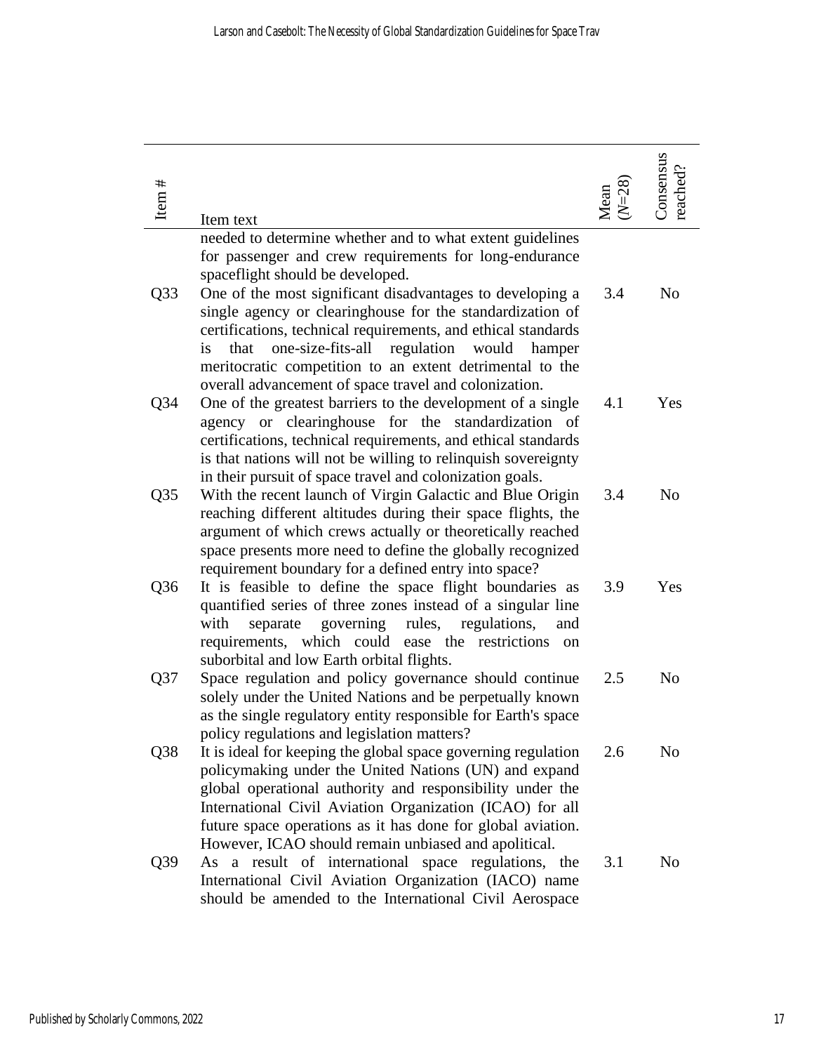| Item # | Item text | Mean ($N$=28) | Consensus reached? |
|---|---|---|---|
| | needed to determine whether and to what extent guidelines for passenger and crew requirements for long-endurance spaceflight should be developed. | | |
| Q33 | One of the most significant disadvantages to developing a single agency or clearinghouse for the standardization of certifications, technical requirements, and ethical standards is that one-size-fits-all regulation would hamper meritocratic competition to an extent detrimental to the overall advancement of space travel and colonization. | 3.4 | No |
| Q34 | One of the greatest barriers to the development of a single agency or clearinghouse for the standardization of certifications, technical requirements, and ethical standards is that nations will not be willing to relinquish sovereignty in their pursuit of space travel and colonization goals. | 4.1 | Yes |
| Q35 | With the recent launch of Virgin Galactic and Blue Origin reaching different altitudes during their space flights, the argument of which crews actually or theoretically reached space presents more need to define the globally recognized requirement boundary for a defined entry into space? | 3.4 | No |
| Q36 | It is feasible to define the space flight boundaries as quantified series of three zones instead of a singular line with separate governing rules, regulations, and requirements, which could ease the restrictions on suborbital and low Earth orbital flights. | 3.9 | Yes |
| Q37 | Space regulation and policy governance should continue solely under the United Nations and be perpetually known as the single regulatory entity responsible for Earth's space policy regulations and legislation matters? | 2.5 | No |
| Q38 | It is ideal for keeping the global space governing regulation policymaking under the United Nations (UN) and expand global operational authority and responsibility under the International Civil Aviation Organization (ICAO) for all future space operations as it has done for global aviation. However, ICAO should remain unbiased and apolitical. | 2.6 | No |
| Q39 | As a result of international space regulations, the International Civil Aviation Organization (IACO) name should be amended to the International Civil Aerospace | 3.1 | No |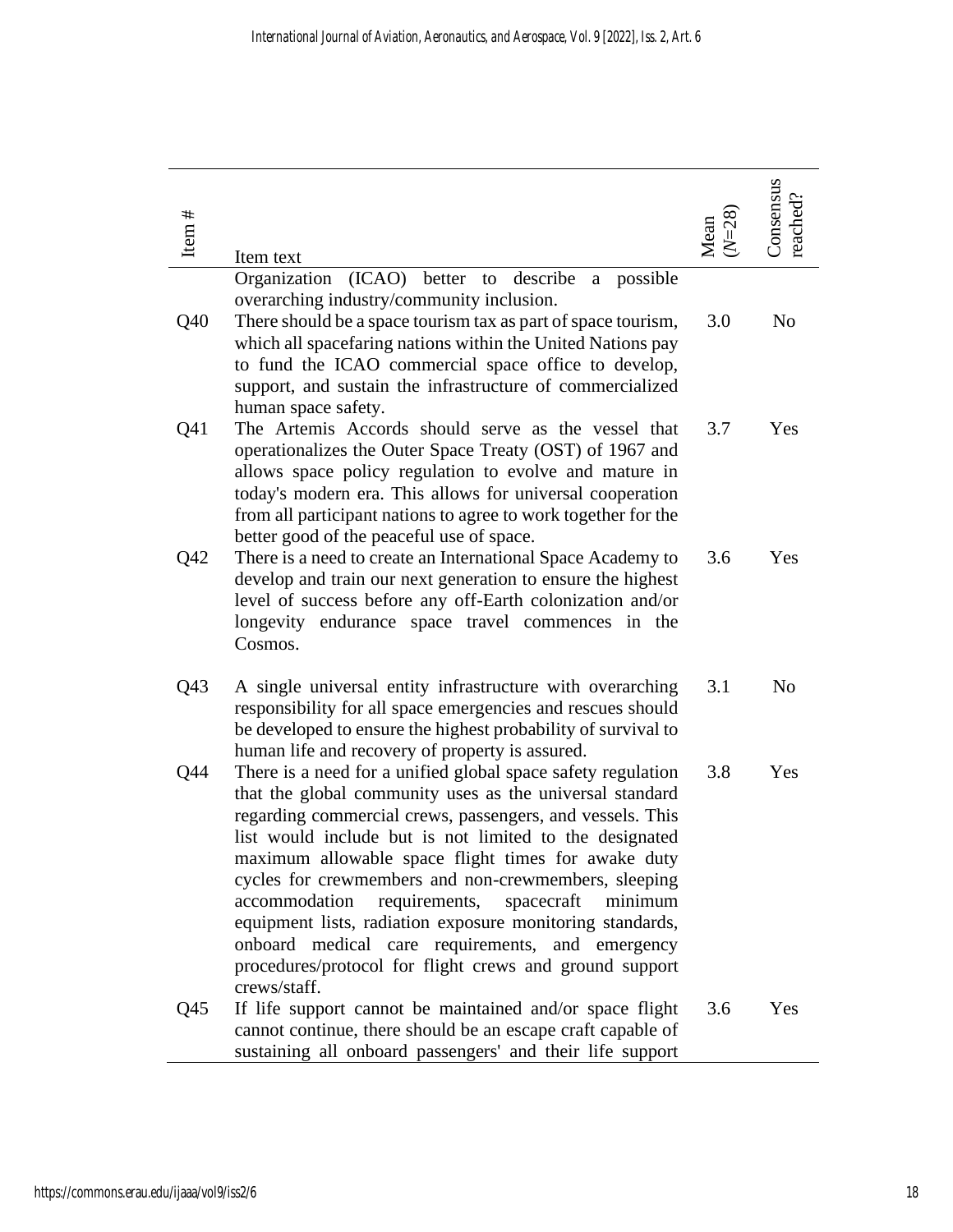| Item # | Item text | Mean ($N$=28) | Consensus reached? |
|---|---|---|---|
| | Organization (ICAO) better to describe a possible overarching industry/community inclusion. | | |
| Q40 | There should be a space tourism tax as part of space tourism, which all spacefaring nations within the United Nations pay to fund the ICAO commercial space office to develop, support, and sustain the infrastructure of commercialized human space safety. | 3.0 | No |
| Q41 | The Artemis Accords should serve as the vessel that operationalizes the Outer Space Treaty (OST) of 1967 and allows space policy regulation to evolve and mature in today's modern era. This allows for universal cooperation from all participant nations to agree to work together for the better good of the peaceful use of space. | 3.7 | Yes |
| Q42 | There is a need to create an International Space Academy to develop and train our next generation to ensure the highest level of success before any off-Earth colonization and/or longevity endurance space travel commences in the Cosmos. | 3.6 | Yes |
| Q43 | A single universal entity infrastructure with overarching responsibility for all space emergencies and rescues should be developed to ensure the highest probability of survival to human life and recovery of property is assured. | 3.1 | No |
| Q44 | There is a need for a unified global space safety regulation that the global community uses as the universal standard regarding commercial crews, passengers, and vessels. This list would include but is not limited to the designated maximum allowable space flight times for awake duty cycles for crewmembers and non-crewmembers, sleeping accommodation requirements, spacecraft minimum equipment lists, radiation exposure monitoring standards, onboard medical care requirements, and emergency procedures/protocol for flight crews and ground support crews/staff. | 3.8 | Yes |
| Q45 | If life support cannot be maintained and/or space flight cannot continue, there should be an escape craft capable of sustaining all onboard passengers' and their life support | 3.6 | Yes |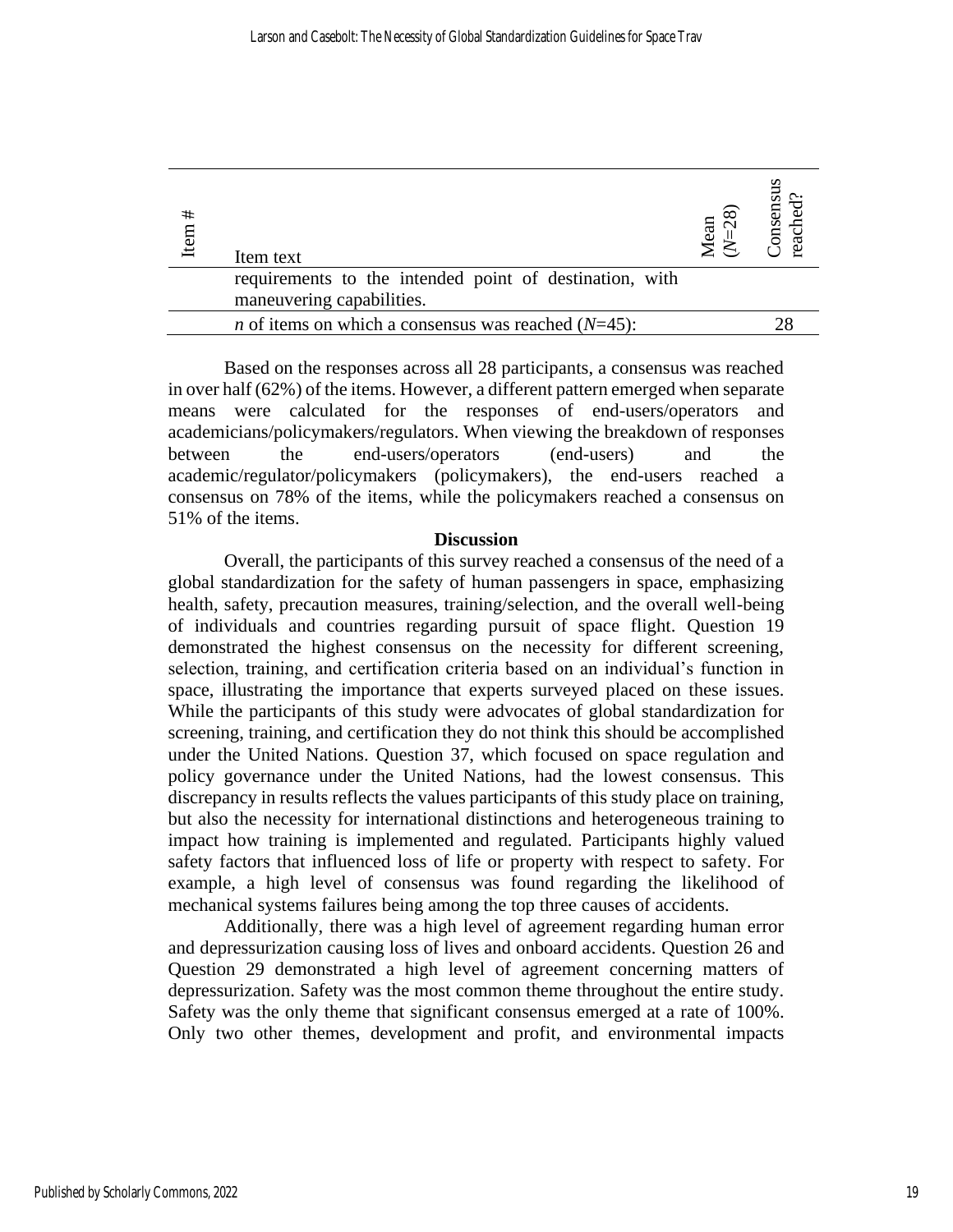| Item # | Item text | Mean ($N$=28) | Consensus reached? |
| --- | --- | --- | --- |
| | requirements to the intended point of destination, with maneuvering capabilities. | | |
| | *n* of items on which a consensus was reached ($N$=45): | | 28 |

Based on the responses across all 28 participants, a consensus was reached in over half (62%) of the items. However, a different pattern emerged when separate means were calculated for the responses of end-users/operators and academicians/policymakers/regulators. When viewing the breakdown of responses between the end-users/operators (end-users) and the academic/regulator/policymakers (policymakers), the end-users reached a consensus on 78% of the items, while the policymakers reached a consensus on 51% of the items.

## Discussion

Overall, the participants of this survey reached a consensus of the need of a global standardization for the safety of human passengers in space, emphasizing health, safety, precaution measures, training/selection, and the overall well-being of individuals and countries regarding pursuit of space flight. Question 19 demonstrated the highest consensus on the necessity for different screening, selection, training, and certification criteria based on an individual's function in space, illustrating the importance that experts surveyed placed on these issues. While the participants of this study were advocates of global standardization for screening, training, and certification they do not think this should be accomplished under the United Nations. Question 37, which focused on space regulation and policy governance under the United Nations, had the lowest consensus. This discrepancy in results reflects the values participants of this study place on training, but also the necessity for international distinctions and heterogeneous training to impact how training is implemented and regulated. Participants highly valued safety factors that influenced loss of life or property with respect to safety. For example, a high level of consensus was found regarding the likelihood of mechanical systems failures being among the top three causes of accidents.

Additionally, there was a high level of agreement regarding human error and depressurization causing loss of lives and onboard accidents. Question 26 and Question 29 demonstrated a high level of agreement concerning matters of depressurization. Safety was the most common theme throughout the entire study. Safety was the only theme that significant consensus emerged at a rate of 100%. Only two other themes, development and profit, and environmental impacts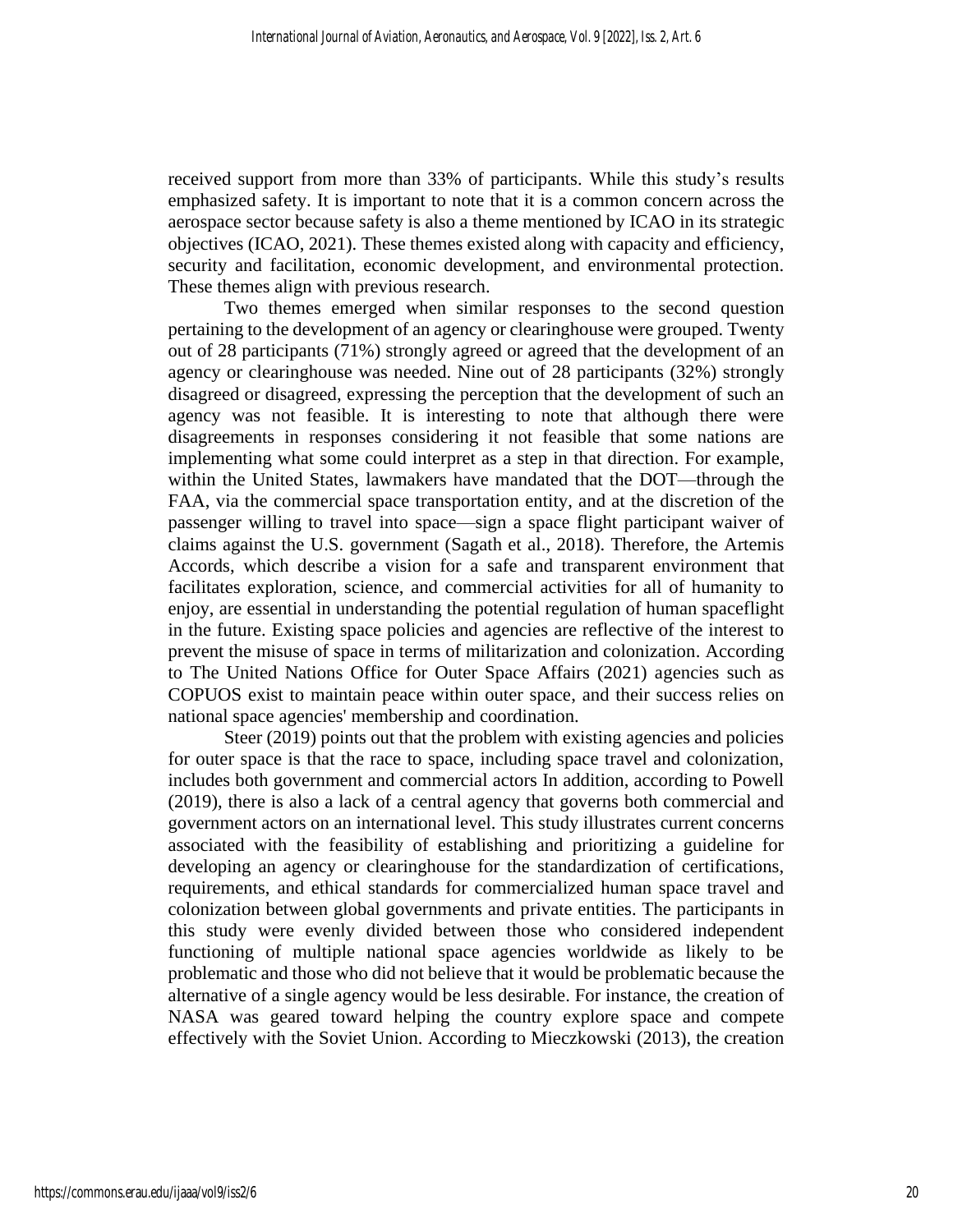received support from more than 33% of participants. While this study's results emphasized safety. It is important to note that it is a common concern across the aerospace sector because safety is also a theme mentioned by ICAO in its strategic objectives (ICAO, 2021). These themes existed along with capacity and efficiency, security and facilitation, economic development, and environmental protection. These themes align with previous research.

Two themes emerged when similar responses to the second question pertaining to the development of an agency or clearinghouse were grouped. Twenty out of 28 participants (71%) strongly agreed or agreed that the development of an agency or clearinghouse was needed. Nine out of 28 participants (32%) strongly disagreed or disagreed, expressing the perception that the development of such an agency was not feasible. It is interesting to note that although there were disagreements in responses considering it not feasible that some nations are implementing what some could interpret as a step in that direction. For example, within the United States, lawmakers have mandated that the DOT—through the FAA, via the commercial space transportation entity, and at the discretion of the passenger willing to travel into space—sign a space flight participant waiver of claims against the U.S. government (Sagath et al., 2018). Therefore, the Artemis Accords, which describe a vision for a safe and transparent environment that facilitates exploration, science, and commercial activities for all of humanity to enjoy, are essential in understanding the potential regulation of human spaceflight in the future. Existing space policies and agencies are reflective of the interest to prevent the misuse of space in terms of militarization and colonization. According to The United Nations Office for Outer Space Affairs (2021) agencies such as COPUOS exist to maintain peace within outer space, and their success relies on national space agencies' membership and coordination.

Steer (2019) points out that the problem with existing agencies and policies for outer space is that the race to space, including space travel and colonization, includes both government and commercial actors In addition, according to Powell (2019), there is also a lack of a central agency that governs both commercial and government actors on an international level. This study illustrates current concerns associated with the feasibility of establishing and prioritizing a guideline for developing an agency or clearinghouse for the standardization of certifications, requirements, and ethical standards for commercialized human space travel and colonization between global governments and private entities. The participants in this study were evenly divided between those who considered independent functioning of multiple national space agencies worldwide as likely to be problematic and those who did not believe that it would be problematic because the alternative of a single agency would be less desirable. For instance, the creation of NASA was geared toward helping the country explore space and compete effectively with the Soviet Union. According to Mieczkowski (2013), the creation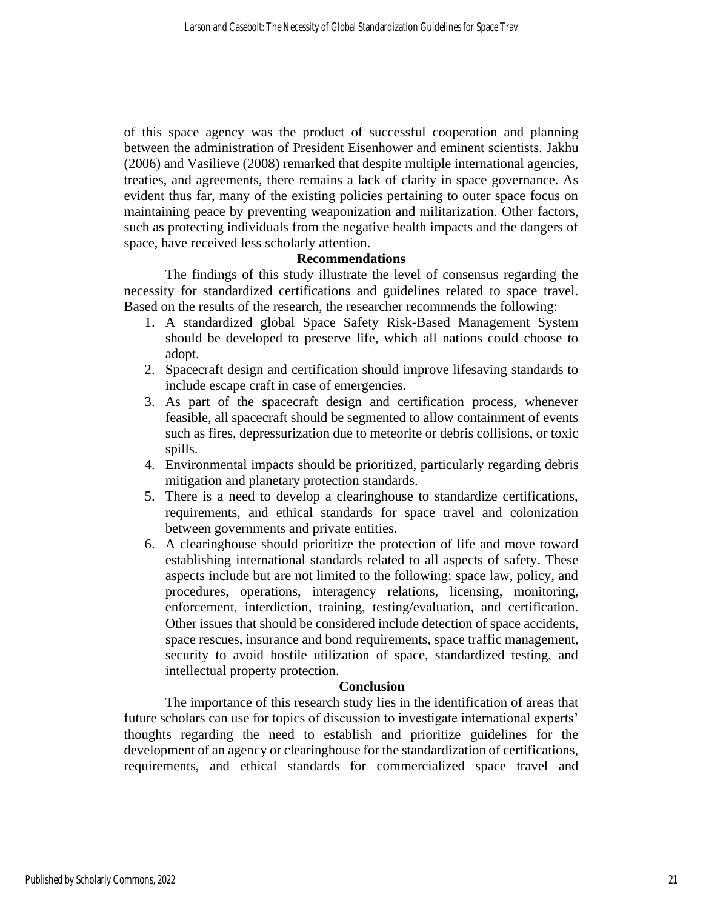of this space agency was the product of successful cooperation and planning between the administration of President Eisenhower and eminent scientists. Jakhu (2006) and Vasilieve (2008) remarked that despite multiple international agencies, treaties, and agreements, there remains a lack of clarity in space governance. As evident thus far, many of the existing policies pertaining to outer space focus on maintaining peace by preventing weaponization and militarization. Other factors, such as protecting individuals from the negative health impacts and the dangers of space, have received less scholarly attention.

## Recommendations

The findings of this study illustrate the level of consensus regarding the necessity for standardized certifications and guidelines related to space travel. Based on the results of the research, the researcher recommends the following:

1. A standardized global Space Safety Risk-Based Management System should be developed to preserve life, which all nations could choose to adopt.
2. Spacecraft design and certification should improve lifesaving standards to include escape craft in case of emergencies.
3. As part of the spacecraft design and certification process, whenever feasible, all spacecraft should be segmented to allow containment of events such as fires, depressurization due to meteorite or debris collisions, or toxic spills.
4. Environmental impacts should be prioritized, particularly regarding debris mitigation and planetary protection standards.
5. There is a need to develop a clearinghouse to standardize certifications, requirements, and ethical standards for space travel and colonization between governments and private entities.
6. A clearinghouse should prioritize the protection of life and move toward establishing international standards related to all aspects of safety. These aspects include but are not limited to the following: space law, policy, and procedures, operations, interagency relations, licensing, monitoring, enforcement, interdiction, training, testing/evaluation, and certification. Other issues that should be considered include detection of space accidents, space rescues, insurance and bond requirements, space traffic management, security to avoid hostile utilization of space, standardized testing, and intellectual property protection.

## Conclusion

The importance of this research study lies in the identification of areas that future scholars can use for topics of discussion to investigate international experts' thoughts regarding the need to establish and prioritize guidelines for the development of an agency or clearinghouse for the standardization of certifications, requirements, and ethical standards for commercialized space travel and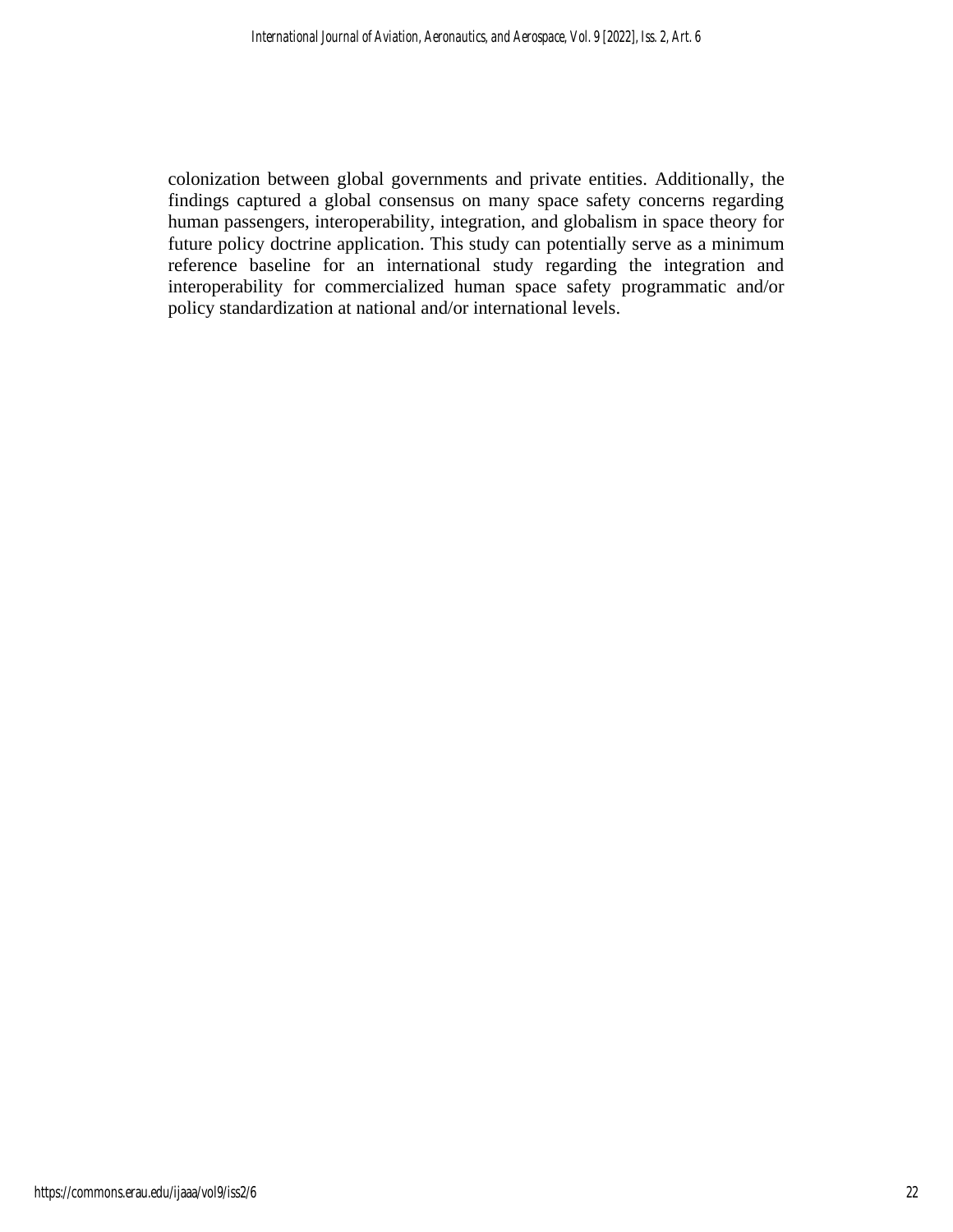colonization between global governments and private entities. Additionally, the findings captured a global consensus on many space safety concerns regarding human passengers, interoperability, integration, and globalism in space theory for future policy doctrine application. This study can potentially serve as a minimum reference baseline for an international study regarding the integration and interoperability for commercialized human space safety programmatic and/or policy standardization at national and/or international levels.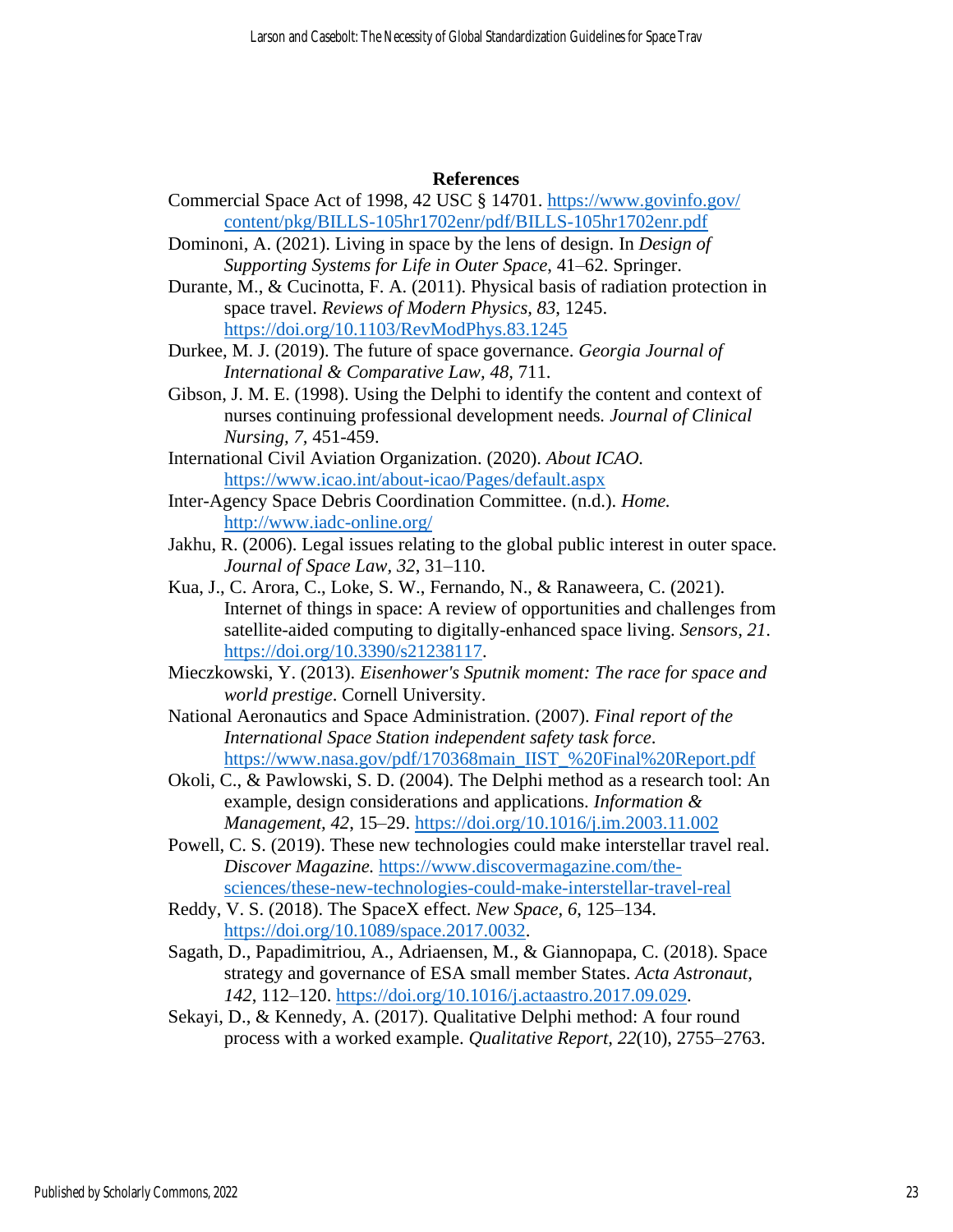## References

Commercial Space Act of 1998, 42 USC § 14701. https://www.govinfo.gov/content/pkg/BILLS-105hr1702enr/pdf/BILLS-105hr1702enr.pdf

Dominoni, A. (2021). Living in space by the lens of design. In *Design of Supporting Systems for Life in Outer Space*, 41–62. Springer.

Durante, M., & Cucinotta, F. A. (2011). Physical basis of radiation protection in space travel. *Reviews of Modern Physics, 83*, 1245. https://doi.org/10.1103/RevModPhys.83.1245

Durkee, M. J. (2019). The future of space governance. *Georgia Journal of International & Comparative Law, 48*, 711.

Gibson, J. M. E. (1998). Using the Delphi to identify the content and context of nurses continuing professional development needs*. Journal of Clinical Nursing, 7*, 451-459.

International Civil Aviation Organization. (2020). *About ICAO.* https://www.icao.int/about-icao/Pages/default.aspx

Inter-Agency Space Debris Coordination Committee. (n.d.). *Home.* http://www.iadc-online.org/

Jakhu, R. (2006). Legal issues relating to the global public interest in outer space. *Journal of Space Law, 32*, 31–110.

Kua, J., C. Arora, C., Loke, S. W., Fernando, N., & Ranaweera, C. (2021). Internet of things in space: A review of opportunities and challenges from satellite-aided computing to digitally-enhanced space living. *Sensors, 21*. https://doi.org/10.3390/s21238117.

Mieczkowski, Y. (2013). *Eisenhower's Sputnik moment: The race for space and world prestige*. Cornell University.

National Aeronautics and Space Administration. (2007). *Final report of the International Space Station independent safety task force*. https://www.nasa.gov/pdf/170368main_IIST_%20Final%20Report.pdf

Okoli, C., & Pawlowski, S. D. (2004). The Delphi method as a research tool: An example, design considerations and applications. *Information & Management, 42*, 15–29. https://doi.org/10.1016/j.im.2003.11.002

Powell, C. S. (2019). These new technologies could make interstellar travel real. *Discover Magazine.* https://www.discovermagazine.com/the-sciences/these-new-technologies-could-make-interstellar-travel-real

Reddy, V. S. (2018). The SpaceX effect. *New Space, 6*, 125–134. https://doi.org/10.1089/space.2017.0032.

Sagath, D., Papadimitriou, A., Adriaensen, M., & Giannopapa, C. (2018). Space strategy and governance of ESA small member States. *Acta Astronaut, 142*, 112–120. https://doi.org/10.1016/j.actaastro.2017.09.029.

Sekayi, D., & Kennedy, A. (2017). Qualitative Delphi method: A four round process with a worked example. *Qualitative Report, 22*(10), 2755–2763.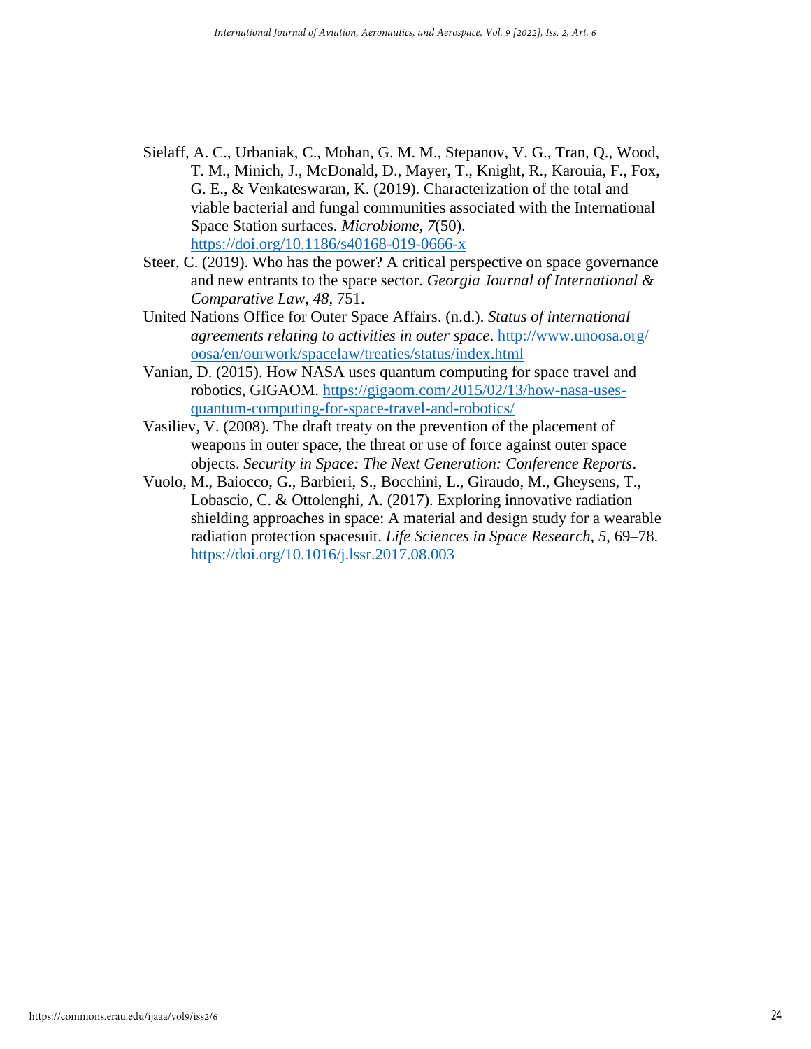Sielaff, A. C., Urbaniak, C., Mohan, G. M. M., Stepanov, V. G., Tran, Q., Wood, T. M., Minich, J., McDonald, D., Mayer, T., Knight, R., Karouia, F., Fox, G. E., & Venkateswaran, K. (2019). Characterization of the total and viable bacterial and fungal communities associated with the International Space Station surfaces. *Microbiome, 7*(50). https://doi.org/10.1186/s40168-019-0666-x

Steer, C. (2019). Who has the power? A critical perspective on space governance and new entrants to the space sector. *Georgia Journal of International & Comparative Law*, *48*, 751.

United Nations Office for Outer Space Affairs. (n.d.). *Status of international agreements relating to activities in outer space*. http://www.unoosa.org/oosa/en/ourwork/spacelaw/treaties/status/index.html

Vanian, D. (2015). How NASA uses quantum computing for space travel and robotics, GIGAOM. https://gigaom.com/2015/02/13/how-nasa-uses-quantum-computing-for-space-travel-and-robotics/

Vasiliev, V. (2008). The draft treaty on the prevention of the placement of weapons in outer space, the threat or use of force against outer space objects. *Security in Space: The Next Generation: Conference Reports*.

Vuolo, M., Baiocco, G., Barbieri, S., Bocchini, L., Giraudo, M., Gheysens, T., Lobascio, C. & Ottolenghi, A. (2017). Exploring innovative radiation shielding approaches in space: A material and design study for a wearable radiation protection spacesuit. *Life Sciences in Space Research*, *5*, 69–78. https://doi.org/10.1016/j.lssr.2017.08.003